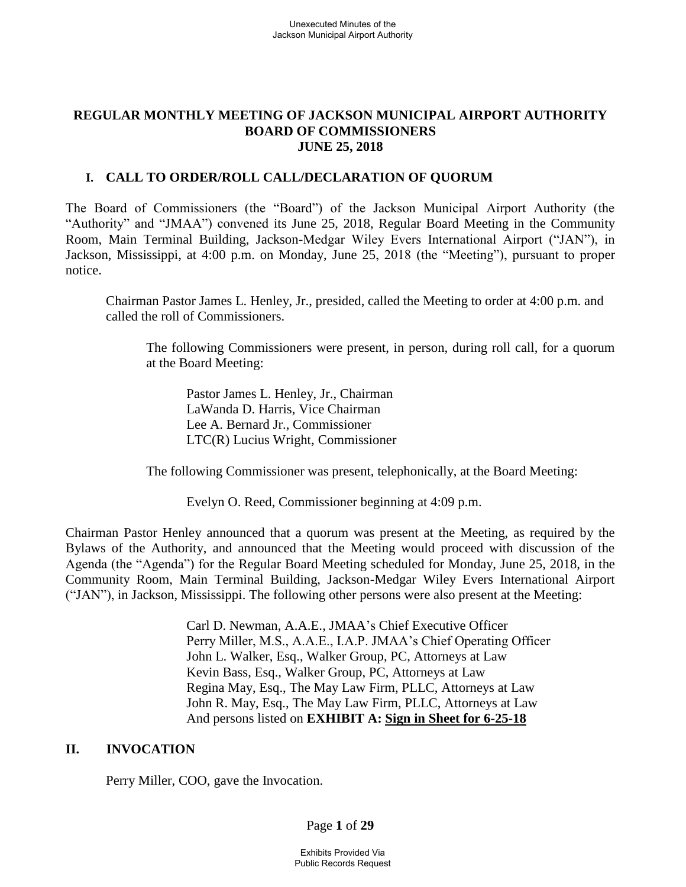# REGULAR MONTHLY MEETING OF JACKSON MUNICIPAL AIRPORT AUTHORITY BOARD OF COMMISSIONERS JUNE 25, 2018

## I. CALL TO ORDER/ROLL CALL/DECLARATION OF QUORUM

The Board of Commissioners (the "Board") of the Jackson Municipal Airport Authority (the "Authority" and "JMAA") convened its June 25, 2018, Regular Board Meeting in the Community Room, Main Terminal Building, Jackson-Medgar Wiley Evers International Airport ("JAN"), in Jackson, Mississippi, at 4:00 p.m. on Monday, June 25, 2018 (the "Meeting"), pursuant to proper notice.

Chairman Pastor James L. Henley, Jr., presided, called the Meeting to order at 4:00 p.m. and called the roll of Commissioners.

The following Commissioners were present, in person, during roll call, for a quorum at the Board Meeting:

Pastor James L. Henley, Jr., Chairman
LaWanda D. Harris, Vice Chairman
Lee A. Bernard Jr., Commissioner
LTC(R) Lucius Wright, Commissioner

The following Commissioner was present, telephonically, at the Board Meeting:

Evelyn O. Reed, Commissioner beginning at 4:09 p.m.

Chairman Pastor Henley announced that a quorum was present at the Meeting, as required by the Bylaws of the Authority, and announced that the Meeting would proceed with discussion of the Agenda (the "Agenda") for the Regular Board Meeting scheduled for Monday, June 25, 2018, in the Community Room, Main Terminal Building, Jackson-Medgar Wiley Evers International Airport ("JAN"), in Jackson, Mississippi. The following other persons were also present at the Meeting:

Carl D. Newman, A.A.E., JMAA's Chief Executive Officer
Perry Miller, M.S., A.A.E., I.A.P. JMAA's Chief Operating Officer
John L. Walker, Esq., Walker Group, PC, Attorneys at Law
Kevin Bass, Esq., Walker Group, PC, Attorneys at Law
Regina May, Esq., The May Law Firm, PLLC, Attorneys at Law
John R. May, Esq., The May Law Firm, PLLC, Attorneys at Law
And persons listed on **EXHIBIT A: Sign in Sheet for 6-25-18**

## II. INVOCATION

Perry Miller, COO, gave the Invocation.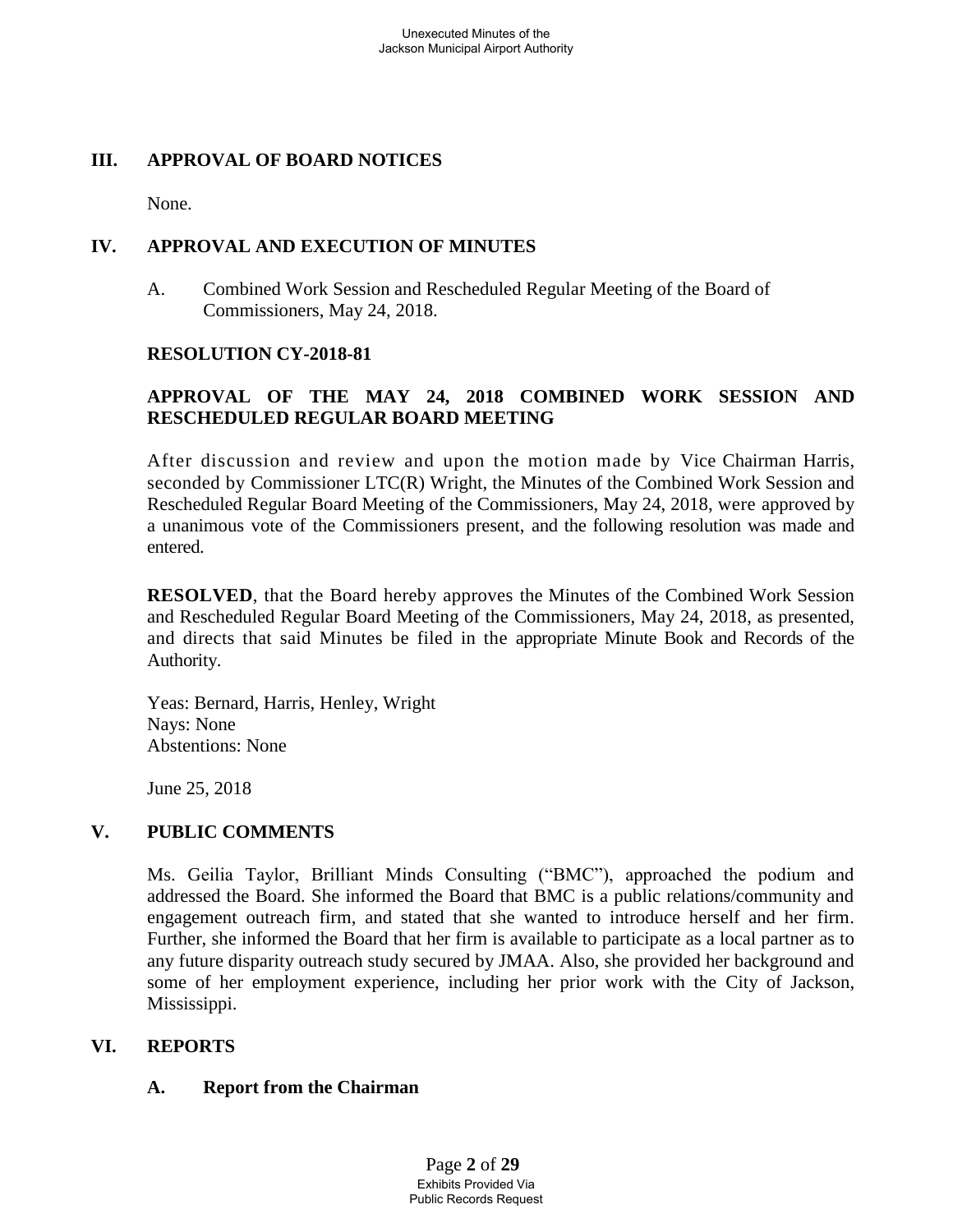## III. APPROVAL OF BOARD NOTICES

None.

## IV. APPROVAL AND EXECUTION OF MINUTES

A. Combined Work Session and Rescheduled Regular Meeting of the Board of Commissioners, May 24, 2018.

**RESOLUTION CY-2018-81**

**APPROVAL OF THE MAY 24, 2018 COMBINED WORK SESSION AND RESCHEDULED REGULAR BOARD MEETING**

After discussion and review and upon the motion made by Vice Chairman Harris, seconded by Commissioner LTC(R) Wright, the Minutes of the Combined Work Session and Rescheduled Regular Board Meeting of the Commissioners, May 24, 2018, were approved by a unanimous vote of the Commissioners present, and the following resolution was made and entered.

**RESOLVED**, that the Board hereby approves the Minutes of the Combined Work Session and Rescheduled Regular Board Meeting of the Commissioners, May 24, 2018, as presented, and directs that said Minutes be filed in the appropriate Minute Book and Records of the Authority.

Yeas: Bernard, Harris, Henley, Wright
Nays: None
Abstentions: None

June 25, 2018

## V. PUBLIC COMMENTS

Ms. Geilia Taylor, Brilliant Minds Consulting ("BMC"), approached the podium and addressed the Board. She informed the Board that BMC is a public relations/community and engagement outreach firm, and stated that she wanted to introduce herself and her firm. Further, she informed the Board that her firm is available to participate as a local partner as to any future disparity outreach study secured by JMAA. Also, she provided her background and some of her employment experience, including her prior work with the City of Jackson, Mississippi.

## VI. REPORTS

### A. Report from the Chairman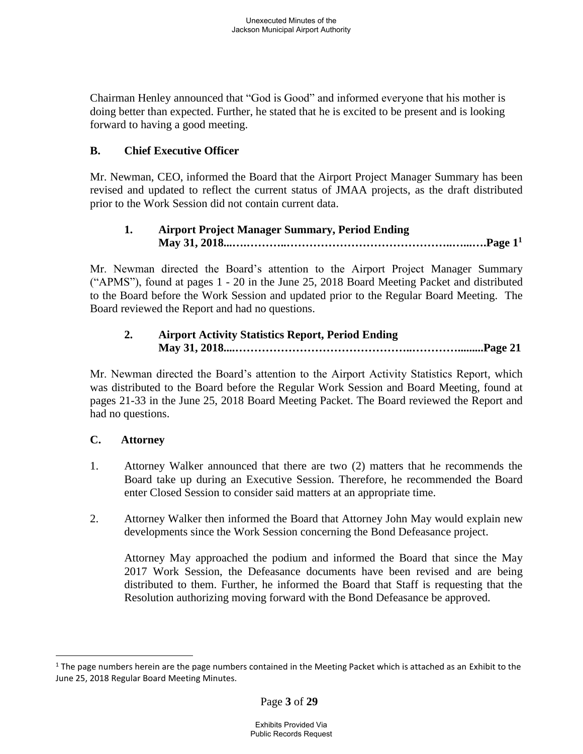Chairman Henley announced that "God is Good" and informed everyone that his mother is doing better than expected. Further, he stated that he is excited to be present and is looking forward to having a good meeting.

### B. Chief Executive Officer

Mr. Newman, CEO, informed the Board that the Airport Project Manager Summary has been revised and updated to reflect the current status of JMAA projects, as the draft distributed prior to the Work Session did not contain current data.

#### 1. Airport Project Manager Summary, Period Ending May 31, 2018....…..………..………………………………………..…...….Page 1[1]

Mr. Newman directed the Board's attention to the Airport Project Manager Summary ("APMS"), found at pages 1 - 20 in the June 25, 2018 Board Meeting Packet and distributed to the Board before the Work Session and updated prior to the Regular Board Meeting. The Board reviewed the Report and had no questions.

#### 2. Airport Activity Statistics Report, Period Ending May 31, 2018....……………………………………..………….........Page 21

Mr. Newman directed the Board's attention to the Airport Activity Statistics Report, which was distributed to the Board before the Regular Work Session and Board Meeting, found at pages 21-33 in the June 25, 2018 Board Meeting Packet. The Board reviewed the Report and had no questions.

### C. Attorney

1. Attorney Walker announced that there are two (2) matters that he recommends the Board take up during an Executive Session. Therefore, he recommended the Board enter Closed Session to consider said matters at an appropriate time.

2. Attorney Walker then informed the Board that Attorney John May would explain new developments since the Work Session concerning the Bond Defeasance project.

   Attorney May approached the podium and informed the Board that since the May 2017 Work Session, the Defeasance documents have been revised and are being distributed to them. Further, he informed the Board that Staff is requesting that the Resolution authorizing moving forward with the Bond Defeasance be approved.

---

[1] The page numbers herein are the page numbers contained in the Meeting Packet which is attached as an Exhibit to the June 25, 2018 Regular Board Meeting Minutes.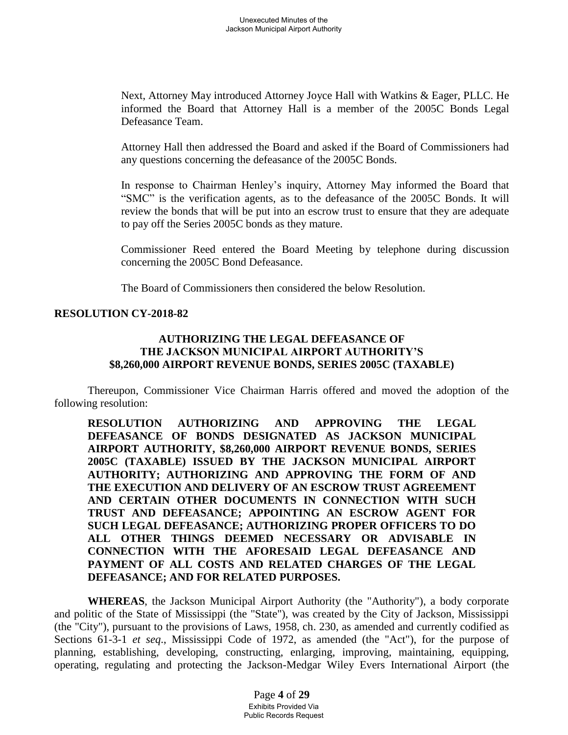Next, Attorney May introduced Attorney Joyce Hall with Watkins & Eager, PLLC. He informed the Board that Attorney Hall is a member of the 2005C Bonds Legal Defeasance Team.

Attorney Hall then addressed the Board and asked if the Board of Commissioners had any questions concerning the defeasance of the 2005C Bonds.

In response to Chairman Henley's inquiry, Attorney May informed the Board that "SMC" is the verification agents, as to the defeasance of the 2005C Bonds. It will review the bonds that will be put into an escrow trust to ensure that they are adequate to pay off the Series 2005C bonds as they mature.

Commissioner Reed entered the Board Meeting by telephone during discussion concerning the 2005C Bond Defeasance.

The Board of Commissioners then considered the below Resolution.

## RESOLUTION CY-2018-82

### AUTHORIZING THE LEGAL DEFEASANCE OF THE JACKSON MUNICIPAL AIRPORT AUTHORITY'S $8,260,000 AIRPORT REVENUE BONDS, SERIES 2005C (TAXABLE)

Thereupon, Commissioner Vice Chairman Harris offered and moved the adoption of the following resolution:

**RESOLUTION AUTHORIZING AND APPROVING THE LEGAL DEFEASANCE OF BONDS DESIGNATED AS JACKSON MUNICIPAL AIRPORT AUTHORITY, $8,260,000 AIRPORT REVENUE BONDS, SERIES 2005C (TAXABLE) ISSUED BY THE JACKSON MUNICIPAL AIRPORT AUTHORITY; AUTHORIZING AND APPROVING THE FORM OF AND THE EXECUTION AND DELIVERY OF AN ESCROW TRUST AGREEMENT AND CERTAIN OTHER DOCUMENTS IN CONNECTION WITH SUCH TRUST AND DEFEASANCE; APPOINTING AN ESCROW AGENT FOR SUCH LEGAL DEFEASANCE; AUTHORIZING PROPER OFFICERS TO DO ALL OTHER THINGS DEEMED NECESSARY OR ADVISABLE IN CONNECTION WITH THE AFORESAID LEGAL DEFEASANCE AND PAYMENT OF ALL COSTS AND RELATED CHARGES OF THE LEGAL DEFEASANCE; AND FOR RELATED PURPOSES.**

**WHEREAS**, the Jackson Municipal Airport Authority (the "Authority"), a body corporate and politic of the State of Mississippi (the "State"), was created by the City of Jackson, Mississippi (the "City"), pursuant to the provisions of Laws, 1958, ch. 230, as amended and currently codified as Sections 61-3-1 *et seq*., Mississippi Code of 1972, as amended (the "Act"), for the purpose of planning, establishing, developing, constructing, enlarging, improving, maintaining, equipping, operating, regulating and protecting the Jackson-Medgar Wiley Evers International Airport (the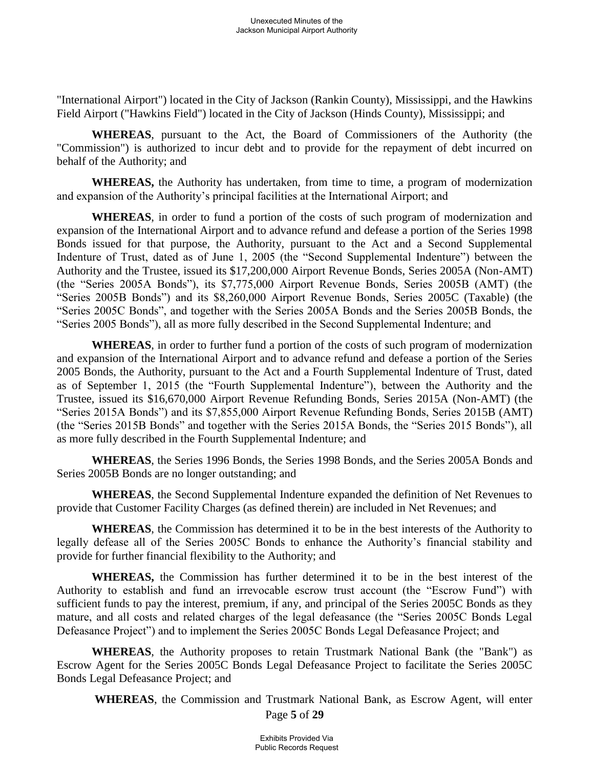"International Airport") located in the City of Jackson (Rankin County), Mississippi, and the Hawkins Field Airport ("Hawkins Field") located in the City of Jackson (Hinds County), Mississippi; and

**WHEREAS**, pursuant to the Act, the Board of Commissioners of the Authority (the "Commission") is authorized to incur debt and to provide for the repayment of debt incurred on behalf of the Authority; and

**WHEREAS,** the Authority has undertaken, from time to time, a program of modernization and expansion of the Authority's principal facilities at the International Airport; and

**WHEREAS**, in order to fund a portion of the costs of such program of modernization and expansion of the International Airport and to advance refund and defease a portion of the Series 1998 Bonds issued for that purpose, the Authority, pursuant to the Act and a Second Supplemental Indenture of Trust, dated as of June 1, 2005 (the "Second Supplemental Indenture") between the Authority and the Trustee, issued its $17,200,000 Airport Revenue Bonds, Series 2005A (Non-AMT) (the "Series 2005A Bonds"), its $7,775,000 Airport Revenue Bonds, Series 2005B (AMT) (the "Series 2005B Bonds") and its $8,260,000 Airport Revenue Bonds, Series 2005C (Taxable) (the "Series 2005C Bonds", and together with the Series 2005A Bonds and the Series 2005B Bonds, the "Series 2005 Bonds"), all as more fully described in the Second Supplemental Indenture; and

**WHEREAS**, in order to further fund a portion of the costs of such program of modernization and expansion of the International Airport and to advance refund and defease a portion of the Series 2005 Bonds, the Authority, pursuant to the Act and a Fourth Supplemental Indenture of Trust, dated as of September 1, 2015 (the "Fourth Supplemental Indenture"), between the Authority and the Trustee, issued its $16,670,000 Airport Revenue Refunding Bonds, Series 2015A (Non-AMT) (the "Series 2015A Bonds") and its $7,855,000 Airport Revenue Refunding Bonds, Series 2015B (AMT) (the "Series 2015B Bonds" and together with the Series 2015A Bonds, the "Series 2015 Bonds"), all as more fully described in the Fourth Supplemental Indenture; and

**WHEREAS**, the Series 1996 Bonds, the Series 1998 Bonds, and the Series 2005A Bonds and Series 2005B Bonds are no longer outstanding; and

**WHEREAS**, the Second Supplemental Indenture expanded the definition of Net Revenues to provide that Customer Facility Charges (as defined therein) are included in Net Revenues; and

**WHEREAS**, the Commission has determined it to be in the best interests of the Authority to legally defease all of the Series 2005C Bonds to enhance the Authority's financial stability and provide for further financial flexibility to the Authority; and

**WHEREAS,** the Commission has further determined it to be in the best interest of the Authority to establish and fund an irrevocable escrow trust account (the "Escrow Fund") with sufficient funds to pay the interest, premium, if any, and principal of the Series 2005C Bonds as they mature, and all costs and related charges of the legal defeasance (the "Series 2005C Bonds Legal Defeasance Project") and to implement the Series 2005C Bonds Legal Defeasance Project; and

**WHEREAS**, the Authority proposes to retain Trustmark National Bank (the "Bank") as Escrow Agent for the Series 2005C Bonds Legal Defeasance Project to facilitate the Series 2005C Bonds Legal Defeasance Project; and

**WHEREAS**, the Commission and Trustmark National Bank, as Escrow Agent, will enter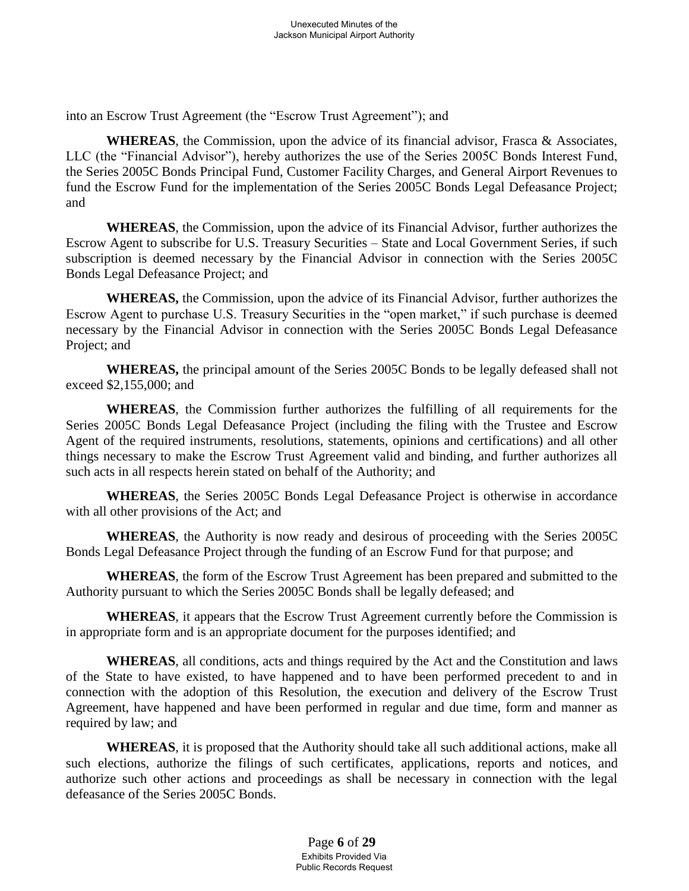into an Escrow Trust Agreement (the "Escrow Trust Agreement"); and

**WHEREAS**, the Commission, upon the advice of its financial advisor, Frasca & Associates, LLC (the "Financial Advisor"), hereby authorizes the use of the Series 2005C Bonds Interest Fund, the Series 2005C Bonds Principal Fund, Customer Facility Charges, and General Airport Revenues to fund the Escrow Fund for the implementation of the Series 2005C Bonds Legal Defeasance Project; and

**WHEREAS**, the Commission, upon the advice of its Financial Advisor, further authorizes the Escrow Agent to subscribe for U.S. Treasury Securities – State and Local Government Series, if such subscription is deemed necessary by the Financial Advisor in connection with the Series 2005C Bonds Legal Defeasance Project; and

**WHEREAS,** the Commission, upon the advice of its Financial Advisor, further authorizes the Escrow Agent to purchase U.S. Treasury Securities in the "open market," if such purchase is deemed necessary by the Financial Advisor in connection with the Series 2005C Bonds Legal Defeasance Project; and

**WHEREAS,** the principal amount of the Series 2005C Bonds to be legally defeased shall not exceed $2,155,000; and

**WHEREAS**, the Commission further authorizes the fulfilling of all requirements for the Series 2005C Bonds Legal Defeasance Project (including the filing with the Trustee and Escrow Agent of the required instruments, resolutions, statements, opinions and certifications) and all other things necessary to make the Escrow Trust Agreement valid and binding, and further authorizes all such acts in all respects herein stated on behalf of the Authority; and

**WHEREAS**, the Series 2005C Bonds Legal Defeasance Project is otherwise in accordance with all other provisions of the Act; and

**WHEREAS**, the Authority is now ready and desirous of proceeding with the Series 2005C Bonds Legal Defeasance Project through the funding of an Escrow Fund for that purpose; and

**WHEREAS**, the form of the Escrow Trust Agreement has been prepared and submitted to the Authority pursuant to which the Series 2005C Bonds shall be legally defeased; and

**WHEREAS**, it appears that the Escrow Trust Agreement currently before the Commission is in appropriate form and is an appropriate document for the purposes identified; and

**WHEREAS**, all conditions, acts and things required by the Act and the Constitution and laws of the State to have existed, to have happened and to have been performed precedent to and in connection with the adoption of this Resolution, the execution and delivery of the Escrow Trust Agreement, have happened and have been performed in regular and due time, form and manner as required by law; and

**WHEREAS**, it is proposed that the Authority should take all such additional actions, make all such elections, authorize the filings of such certificates, applications, reports and notices, and authorize such other actions and proceedings as shall be necessary in connection with the legal defeasance of the Series 2005C Bonds.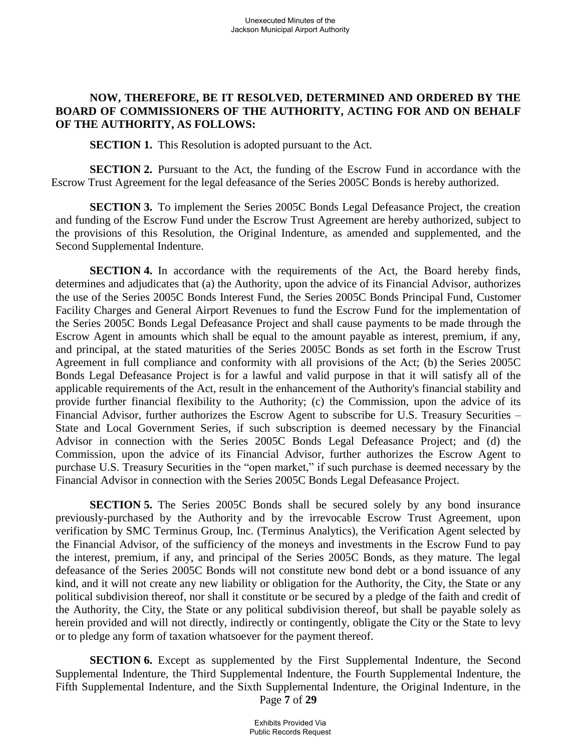**NOW, THEREFORE, BE IT RESOLVED, DETERMINED AND ORDERED BY THE BOARD OF COMMISSIONERS OF THE AUTHORITY, ACTING FOR AND ON BEHALF OF THE AUTHORITY, AS FOLLOWS:**

**SECTION 1.** This Resolution is adopted pursuant to the Act.

**SECTION 2.** Pursuant to the Act, the funding of the Escrow Fund in accordance with the Escrow Trust Agreement for the legal defeasance of the Series 2005C Bonds is hereby authorized.

**SECTION 3.** To implement the Series 2005C Bonds Legal Defeasance Project, the creation and funding of the Escrow Fund under the Escrow Trust Agreement are hereby authorized, subject to the provisions of this Resolution, the Original Indenture, as amended and supplemented, and the Second Supplemental Indenture.

**SECTION 4.** In accordance with the requirements of the Act, the Board hereby finds, determines and adjudicates that (a) the Authority, upon the advice of its Financial Advisor, authorizes the use of the Series 2005C Bonds Interest Fund, the Series 2005C Bonds Principal Fund, Customer Facility Charges and General Airport Revenues to fund the Escrow Fund for the implementation of the Series 2005C Bonds Legal Defeasance Project and shall cause payments to be made through the Escrow Agent in amounts which shall be equal to the amount payable as interest, premium, if any, and principal, at the stated maturities of the Series 2005C Bonds as set forth in the Escrow Trust Agreement in full compliance and conformity with all provisions of the Act; (b) the Series 2005C Bonds Legal Defeasance Project is for a lawful and valid purpose in that it will satisfy all of the applicable requirements of the Act, result in the enhancement of the Authority's financial stability and provide further financial flexibility to the Authority; (c) the Commission, upon the advice of its Financial Advisor, further authorizes the Escrow Agent to subscribe for U.S. Treasury Securities – State and Local Government Series, if such subscription is deemed necessary by the Financial Advisor in connection with the Series 2005C Bonds Legal Defeasance Project; and (d) the Commission, upon the advice of its Financial Advisor, further authorizes the Escrow Agent to purchase U.S. Treasury Securities in the "open market," if such purchase is deemed necessary by the Financial Advisor in connection with the Series 2005C Bonds Legal Defeasance Project.

**SECTION 5.** The Series 2005C Bonds shall be secured solely by any bond insurance previously-purchased by the Authority and by the irrevocable Escrow Trust Agreement, upon verification by SMC Terminus Group, Inc. (Terminus Analytics), the Verification Agent selected by the Financial Advisor, of the sufficiency of the moneys and investments in the Escrow Fund to pay the interest, premium, if any, and principal of the Series 2005C Bonds, as they mature. The legal defeasance of the Series 2005C Bonds will not constitute new bond debt or a bond issuance of any kind, and it will not create any new liability or obligation for the Authority, the City, the State or any political subdivision thereof, nor shall it constitute or be secured by a pledge of the faith and credit of the Authority, the City, the State or any political subdivision thereof, but shall be payable solely as herein provided and will not directly, indirectly or contingently, obligate the City or the State to levy or to pledge any form of taxation whatsoever for the payment thereof.

**SECTION 6.** Except as supplemented by the First Supplemental Indenture, the Second Supplemental Indenture, the Third Supplemental Indenture, the Fourth Supplemental Indenture, the Fifth Supplemental Indenture, and the Sixth Supplemental Indenture, the Original Indenture, in the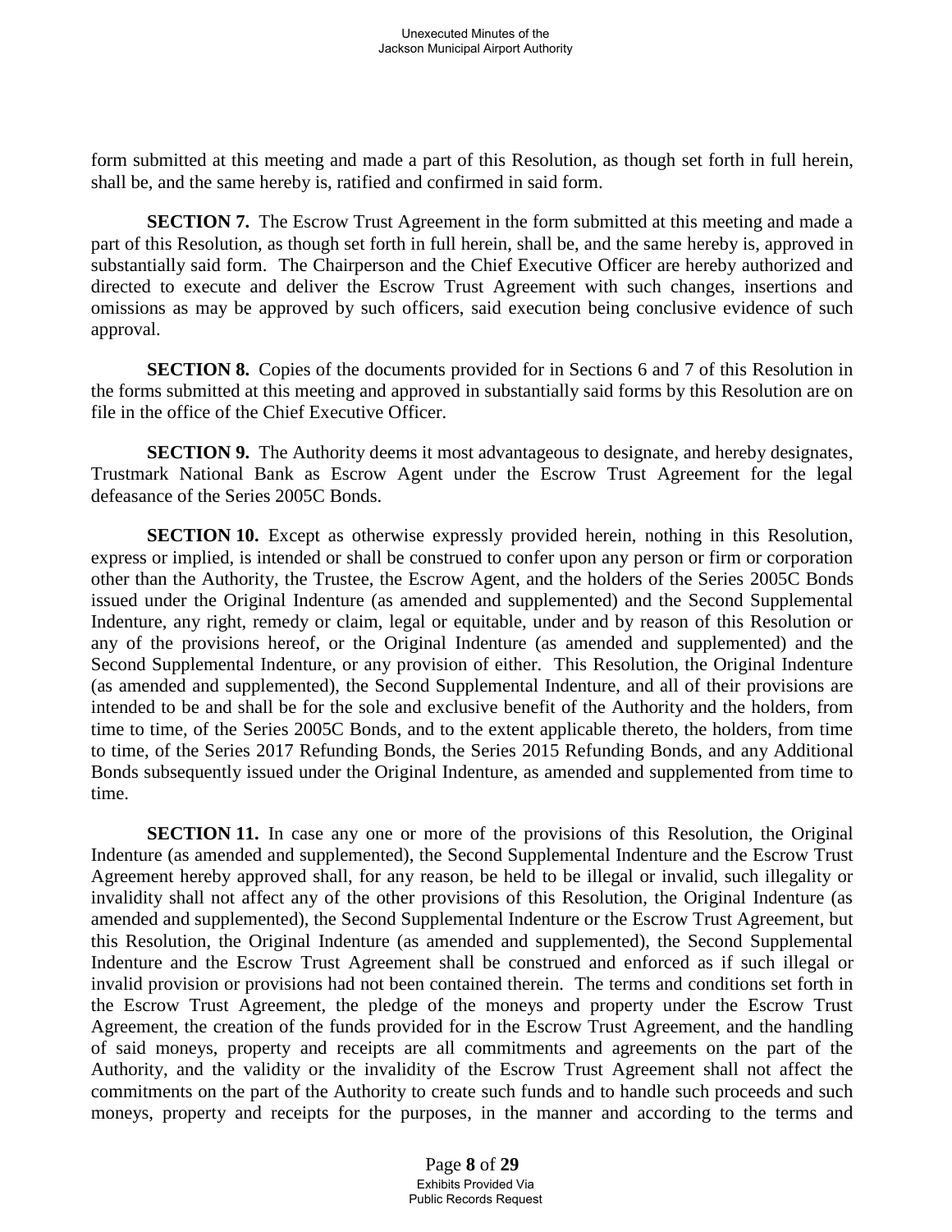form submitted at this meeting and made a part of this Resolution, as though set forth in full herein, shall be, and the same hereby is, ratified and confirmed in said form.

**SECTION 7.** The Escrow Trust Agreement in the form submitted at this meeting and made a part of this Resolution, as though set forth in full herein, shall be, and the same hereby is, approved in substantially said form. The Chairperson and the Chief Executive Officer are hereby authorized and directed to execute and deliver the Escrow Trust Agreement with such changes, insertions and omissions as may be approved by such officers, said execution being conclusive evidence of such approval.

**SECTION 8.** Copies of the documents provided for in Sections 6 and 7 of this Resolution in the forms submitted at this meeting and approved in substantially said forms by this Resolution are on file in the office of the Chief Executive Officer.

**SECTION 9.** The Authority deems it most advantageous to designate, and hereby designates, Trustmark National Bank as Escrow Agent under the Escrow Trust Agreement for the legal defeasance of the Series 2005C Bonds.

**SECTION 10.** Except as otherwise expressly provided herein, nothing in this Resolution, express or implied, is intended or shall be construed to confer upon any person or firm or corporation other than the Authority, the Trustee, the Escrow Agent, and the holders of the Series 2005C Bonds issued under the Original Indenture (as amended and supplemented) and the Second Supplemental Indenture, any right, remedy or claim, legal or equitable, under and by reason of this Resolution or any of the provisions hereof, or the Original Indenture (as amended and supplemented) and the Second Supplemental Indenture, or any provision of either. This Resolution, the Original Indenture (as amended and supplemented), the Second Supplemental Indenture, and all of their provisions are intended to be and shall be for the sole and exclusive benefit of the Authority and the holders, from time to time, of the Series 2005C Bonds, and to the extent applicable thereto, the holders, from time to time, of the Series 2017 Refunding Bonds, the Series 2015 Refunding Bonds, and any Additional Bonds subsequently issued under the Original Indenture, as amended and supplemented from time to time.

**SECTION 11.** In case any one or more of the provisions of this Resolution, the Original Indenture (as amended and supplemented), the Second Supplemental Indenture and the Escrow Trust Agreement hereby approved shall, for any reason, be held to be illegal or invalid, such illegality or invalidity shall not affect any of the other provisions of this Resolution, the Original Indenture (as amended and supplemented), the Second Supplemental Indenture or the Escrow Trust Agreement, but this Resolution, the Original Indenture (as amended and supplemented), the Second Supplemental Indenture and the Escrow Trust Agreement shall be construed and enforced as if such illegal or invalid provision or provisions had not been contained therein. The terms and conditions set forth in the Escrow Trust Agreement, the pledge of the moneys and property under the Escrow Trust Agreement, the creation of the funds provided for in the Escrow Trust Agreement, and the handling of said moneys, property and receipts are all commitments and agreements on the part of the Authority, and the validity or the invalidity of the Escrow Trust Agreement shall not affect the commitments on the part of the Authority to create such funds and to handle such proceeds and such moneys, property and receipts for the purposes, in the manner and according to the terms and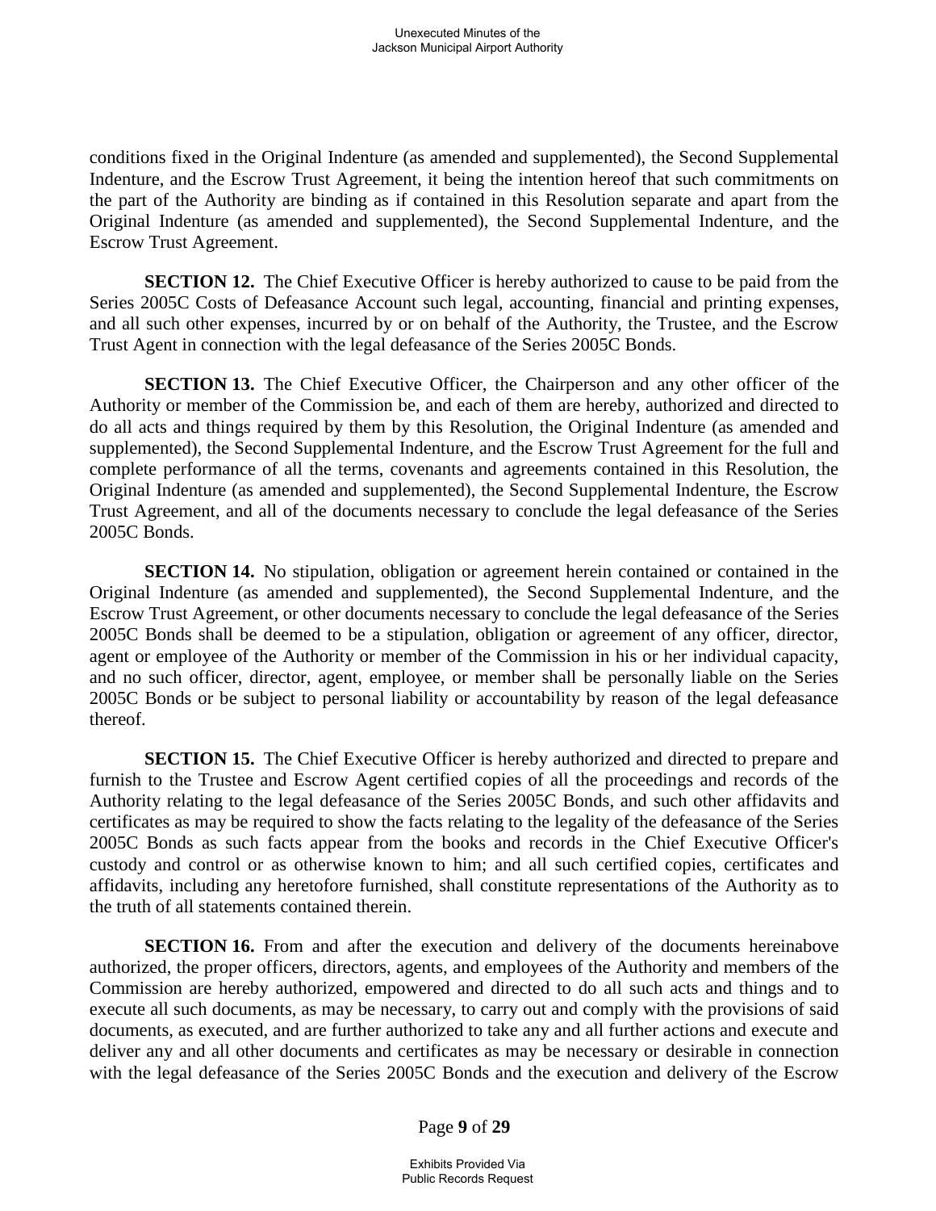conditions fixed in the Original Indenture (as amended and supplemented), the Second Supplemental Indenture, and the Escrow Trust Agreement, it being the intention hereof that such commitments on the part of the Authority are binding as if contained in this Resolution separate and apart from the Original Indenture (as amended and supplemented), the Second Supplemental Indenture, and the Escrow Trust Agreement.

**SECTION 12.** The Chief Executive Officer is hereby authorized to cause to be paid from the Series 2005C Costs of Defeasance Account such legal, accounting, financial and printing expenses, and all such other expenses, incurred by or on behalf of the Authority, the Trustee, and the Escrow Trust Agent in connection with the legal defeasance of the Series 2005C Bonds.

**SECTION 13.** The Chief Executive Officer, the Chairperson and any other officer of the Authority or member of the Commission be, and each of them are hereby, authorized and directed to do all acts and things required by them by this Resolution, the Original Indenture (as amended and supplemented), the Second Supplemental Indenture, and the Escrow Trust Agreement for the full and complete performance of all the terms, covenants and agreements contained in this Resolution, the Original Indenture (as amended and supplemented), the Second Supplemental Indenture, the Escrow Trust Agreement, and all of the documents necessary to conclude the legal defeasance of the Series 2005C Bonds.

**SECTION 14.** No stipulation, obligation or agreement herein contained or contained in the Original Indenture (as amended and supplemented), the Second Supplemental Indenture, and the Escrow Trust Agreement, or other documents necessary to conclude the legal defeasance of the Series 2005C Bonds shall be deemed to be a stipulation, obligation or agreement of any officer, director, agent or employee of the Authority or member of the Commission in his or her individual capacity, and no such officer, director, agent, employee, or member shall be personally liable on the Series 2005C Bonds or be subject to personal liability or accountability by reason of the legal defeasance thereof.

**SECTION 15.** The Chief Executive Officer is hereby authorized and directed to prepare and furnish to the Trustee and Escrow Agent certified copies of all the proceedings and records of the Authority relating to the legal defeasance of the Series 2005C Bonds, and such other affidavits and certificates as may be required to show the facts relating to the legality of the defeasance of the Series 2005C Bonds as such facts appear from the books and records in the Chief Executive Officer's custody and control or as otherwise known to him; and all such certified copies, certificates and affidavits, including any heretofore furnished, shall constitute representations of the Authority as to the truth of all statements contained therein.

**SECTION 16.** From and after the execution and delivery of the documents hereinabove authorized, the proper officers, directors, agents, and employees of the Authority and members of the Commission are hereby authorized, empowered and directed to do all such acts and things and to execute all such documents, as may be necessary, to carry out and comply with the provisions of said documents, as executed, and are further authorized to take any and all further actions and execute and deliver any and all other documents and certificates as may be necessary or desirable in connection with the legal defeasance of the Series 2005C Bonds and the execution and delivery of the Escrow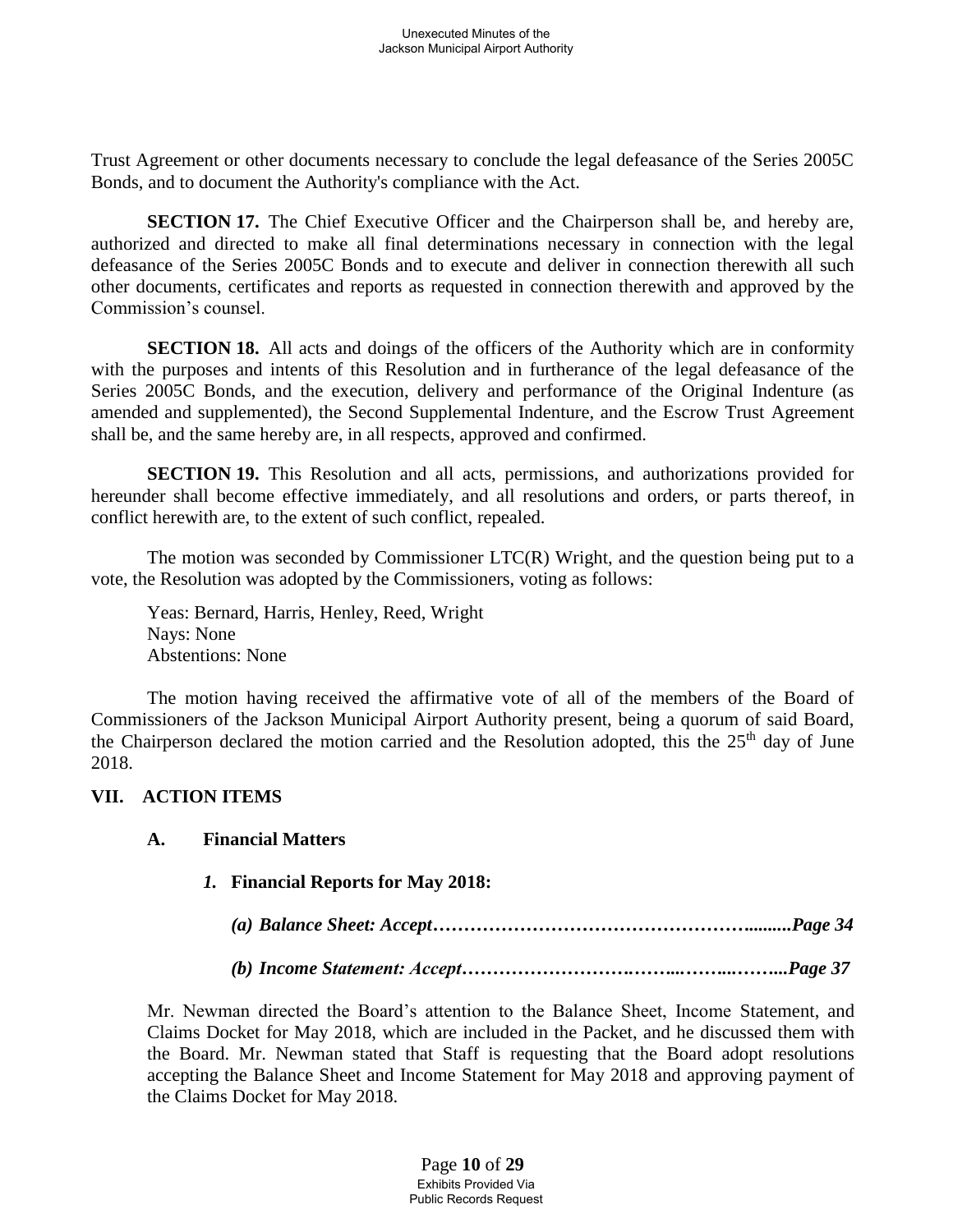Trust Agreement or other documents necessary to conclude the legal defeasance of the Series 2005C Bonds, and to document the Authority's compliance with the Act.

**SECTION 17.** The Chief Executive Officer and the Chairperson shall be, and hereby are, authorized and directed to make all final determinations necessary in connection with the legal defeasance of the Series 2005C Bonds and to execute and deliver in connection therewith all such other documents, certificates and reports as requested in connection therewith and approved by the Commission's counsel.

**SECTION 18.** All acts and doings of the officers of the Authority which are in conformity with the purposes and intents of this Resolution and in furtherance of the legal defeasance of the Series 2005C Bonds, and the execution, delivery and performance of the Original Indenture (as amended and supplemented), the Second Supplemental Indenture, and the Escrow Trust Agreement shall be, and the same hereby are, in all respects, approved and confirmed.

**SECTION 19.** This Resolution and all acts, permissions, and authorizations provided for hereunder shall become effective immediately, and all resolutions and orders, or parts thereof, in conflict herewith are, to the extent of such conflict, repealed.

The motion was seconded by Commissioner LTC(R) Wright, and the question being put to a vote, the Resolution was adopted by the Commissioners, voting as follows:

Yeas: Bernard, Harris, Henley, Reed, Wright
Nays: None
Abstentions: None

The motion having received the affirmative vote of all of the members of the Board of Commissioners of the Jackson Municipal Airport Authority present, being a quorum of said Board, the Chairperson declared the motion carried and the Resolution adopted, this the 25th day of June 2018.

## VII. ACTION ITEMS

### A. Financial Matters

#### *1.* Financial Reports for May 2018:

***(a) Balance Sheet: Accept…………………………………………….........Page 34***

***(b) Income Statement: Accept…………………….……...……...……...Page 37***

Mr. Newman directed the Board's attention to the Balance Sheet, Income Statement, and Claims Docket for May 2018, which are included in the Packet, and he discussed them with the Board. Mr. Newman stated that Staff is requesting that the Board adopt resolutions accepting the Balance Sheet and Income Statement for May 2018 and approving payment of the Claims Docket for May 2018.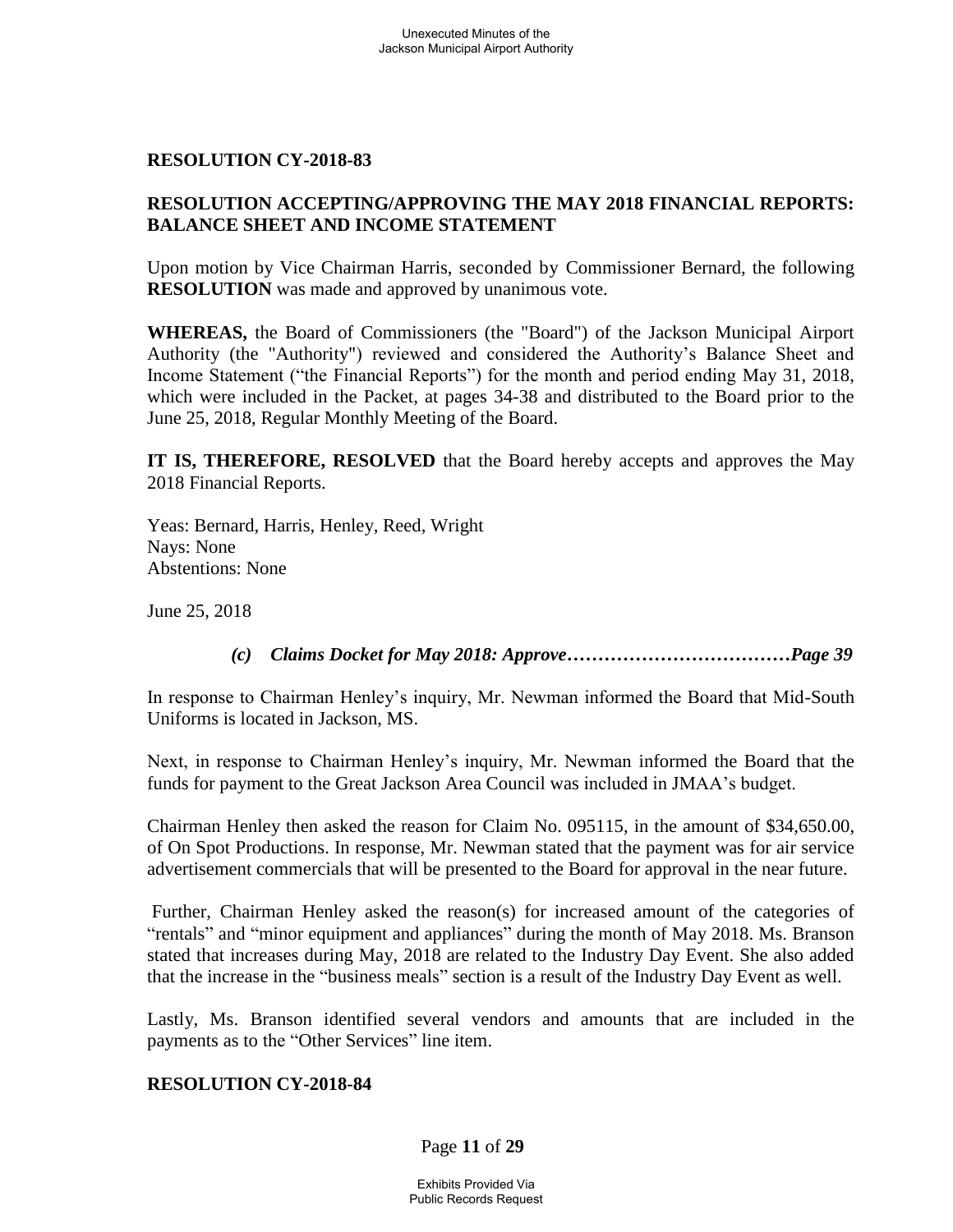**RESOLUTION CY-2018-83**

**RESOLUTION ACCEPTING/APPROVING THE MAY 2018 FINANCIAL REPORTS: BALANCE SHEET AND INCOME STATEMENT**

Upon motion by Vice Chairman Harris, seconded by Commissioner Bernard, the following **RESOLUTION** was made and approved by unanimous vote.

**WHEREAS,** the Board of Commissioners (the "Board") of the Jackson Municipal Airport Authority (the "Authority") reviewed and considered the Authority's Balance Sheet and Income Statement ("the Financial Reports") for the month and period ending May 31, 2018, which were included in the Packet, at pages 34-38 and distributed to the Board prior to the June 25, 2018, Regular Monthly Meeting of the Board.

**IT IS, THEREFORE, RESOLVED** that the Board hereby accepts and approves the May 2018 Financial Reports.

Yeas: Bernard, Harris, Henley, Reed, Wright
Nays: None
Abstentions: None

June 25, 2018

***(c) Claims Docket for May 2018: Approve………………………………Page 39***

In response to Chairman Henley's inquiry, Mr. Newman informed the Board that Mid-South Uniforms is located in Jackson, MS.

Next, in response to Chairman Henley's inquiry, Mr. Newman informed the Board that the funds for payment to the Great Jackson Area Council was included in JMAA's budget.

Chairman Henley then asked the reason for Claim No. 095115, in the amount of $34,650.00, of On Spot Productions. In response, Mr. Newman stated that the payment was for air service advertisement commercials that will be presented to the Board for approval in the near future.

Further, Chairman Henley asked the reason(s) for increased amount of the categories of "rentals" and "minor equipment and appliances" during the month of May 2018. Ms. Branson stated that increases during May, 2018 are related to the Industry Day Event. She also added that the increase in the "business meals" section is a result of the Industry Day Event as well.

Lastly, Ms. Branson identified several vendors and amounts that are included in the payments as to the "Other Services" line item.

**RESOLUTION CY-2018-84**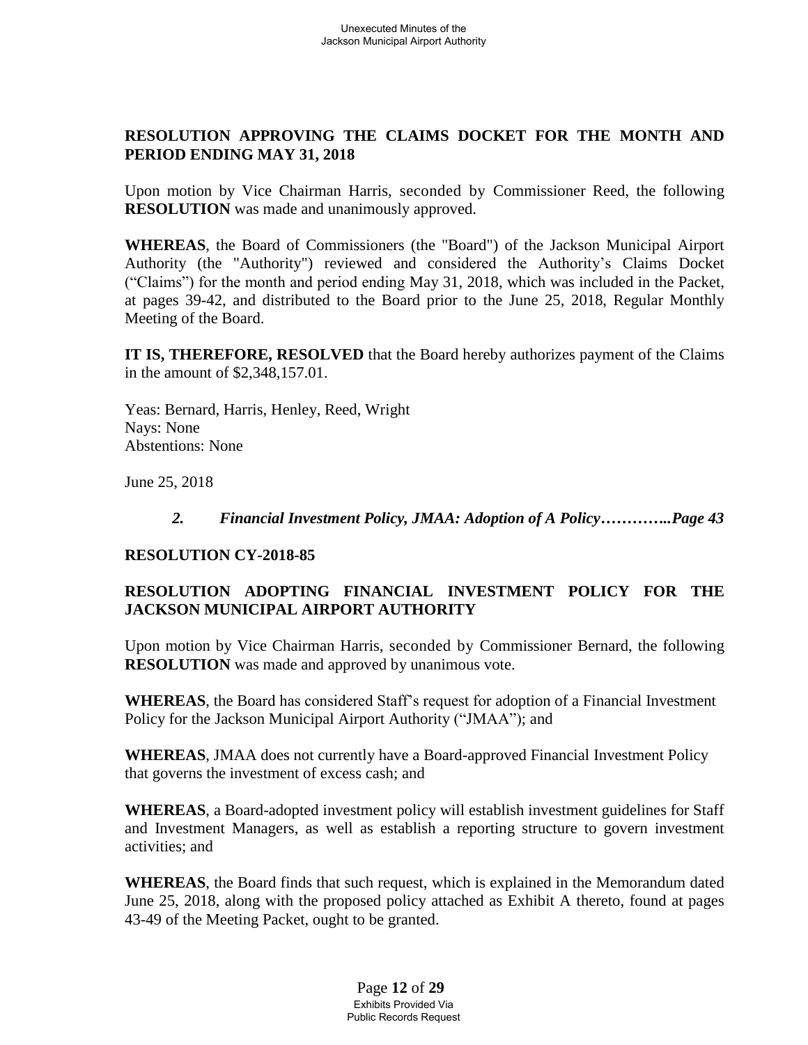**RESOLUTION APPROVING THE CLAIMS DOCKET FOR THE MONTH AND PERIOD ENDING MAY 31, 2018**

Upon motion by Vice Chairman Harris, seconded by Commissioner Reed, the following **RESOLUTION** was made and unanimously approved.

**WHEREAS**, the Board of Commissioners (the "Board") of the Jackson Municipal Airport Authority (the "Authority") reviewed and considered the Authority's Claims Docket ("Claims") for the month and period ending May 31, 2018, which was included in the Packet, at pages 39-42, and distributed to the Board prior to the June 25, 2018, Regular Monthly Meeting of the Board.

**IT IS, THEREFORE, RESOLVED** that the Board hereby authorizes payment of the Claims in the amount of $2,348,157.01.

Yeas: Bernard, Harris, Henley, Reed, Wright
Nays: None
Abstentions: None

June 25, 2018

***2. Financial Investment Policy, JMAA: Adoption of A Policy…………..Page 43***

**RESOLUTION CY-2018-85**

**RESOLUTION ADOPTING FINANCIAL INVESTMENT POLICY FOR THE JACKSON MUNICIPAL AIRPORT AUTHORITY**

Upon motion by Vice Chairman Harris, seconded by Commissioner Bernard, the following **RESOLUTION** was made and approved by unanimous vote.

**WHEREAS**, the Board has considered Staff's request for adoption of a Financial Investment Policy for the Jackson Municipal Airport Authority ("JMAA"); and

**WHEREAS**, JMAA does not currently have a Board-approved Financial Investment Policy that governs the investment of excess cash; and

**WHEREAS**, a Board-adopted investment policy will establish investment guidelines for Staff and Investment Managers, as well as establish a reporting structure to govern investment activities; and

**WHEREAS**, the Board finds that such request, which is explained in the Memorandum dated June 25, 2018, along with the proposed policy attached as Exhibit A thereto, found at pages 43-49 of the Meeting Packet, ought to be granted.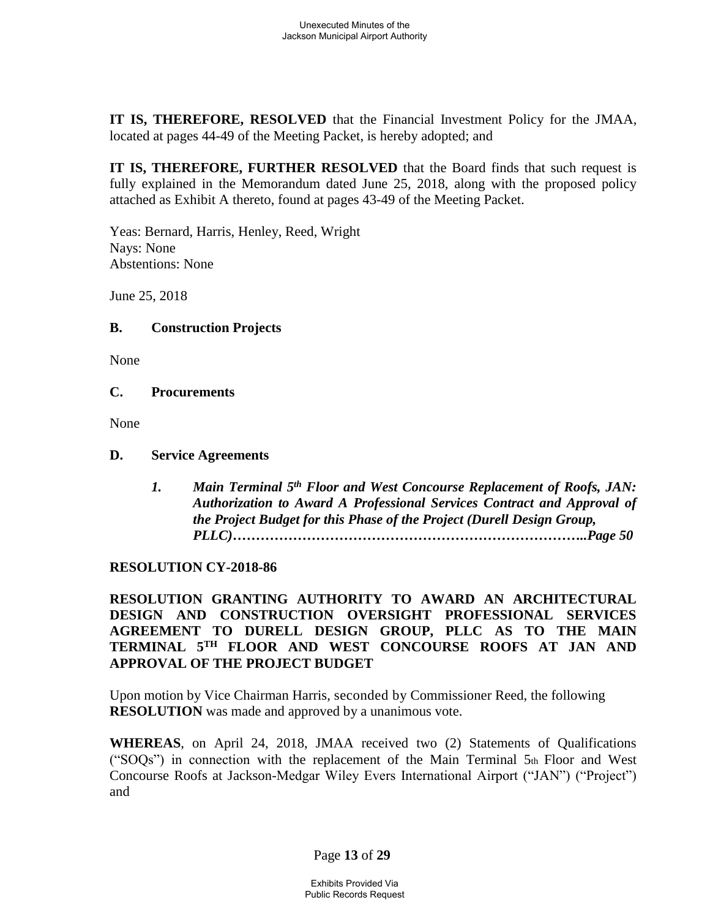**IT IS, THEREFORE, RESOLVED** that the Financial Investment Policy for the JMAA, located at pages 44-49 of the Meeting Packet, is hereby adopted; and

**IT IS, THEREFORE, FURTHER RESOLVED** that the Board finds that such request is fully explained in the Memorandum dated June 25, 2018, along with the proposed policy attached as Exhibit A thereto, found at pages 43-49 of the Meeting Packet.

Yeas: Bernard, Harris, Henley, Reed, Wright
Nays: None
Abstentions: None

June 25, 2018

### B. Construction Projects

None

### C. Procurements

None

### D. Service Agreements

***1. Main Terminal 5th Floor and West Concourse Replacement of Roofs, JAN: Authorization to Award A Professional Services Contract and Approval of the Project Budget for this Phase of the Project (Durell Design Group, PLLC)……………………………………………………………..Page 50***

**RESOLUTION CY-2018-86**

**RESOLUTION GRANTING AUTHORITY TO AWARD AN ARCHITECTURAL DESIGN AND CONSTRUCTION OVERSIGHT PROFESSIONAL SERVICES AGREEMENT TO DURELL DESIGN GROUP, PLLC AS TO THE MAIN TERMINAL 5TH FLOOR AND WEST CONCOURSE ROOFS AT JAN AND APPROVAL OF THE PROJECT BUDGET**

Upon motion by Vice Chairman Harris, seconded by Commissioner Reed, the following **RESOLUTION** was made and approved by a unanimous vote.

**WHEREAS**, on April 24, 2018, JMAA received two (2) Statements of Qualifications ("SOQs") in connection with the replacement of the Main Terminal 5th Floor and West Concourse Roofs at Jackson-Medgar Wiley Evers International Airport ("JAN") ("Project") and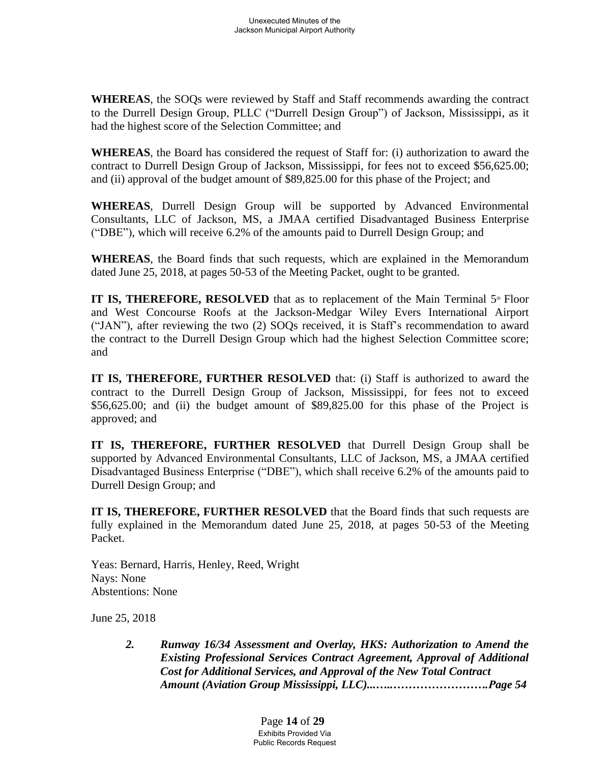**WHEREAS**, the SOQs were reviewed by Staff and Staff recommends awarding the contract to the Durrell Design Group, PLLC ("Durrell Design Group") of Jackson, Mississippi, as it had the highest score of the Selection Committee; and

**WHEREAS**, the Board has considered the request of Staff for: (i) authorization to award the contract to Durrell Design Group of Jackson, Mississippi, for fees not to exceed $56,625.00; and (ii) approval of the budget amount of $89,825.00 for this phase of the Project; and

**WHEREAS**, Durrell Design Group will be supported by Advanced Environmental Consultants, LLC of Jackson, MS, a JMAA certified Disadvantaged Business Enterprise ("DBE"), which will receive 6.2% of the amounts paid to Durrell Design Group; and

**WHEREAS**, the Board finds that such requests, which are explained in the Memorandum dated June 25, 2018, at pages 50-53 of the Meeting Packet, ought to be granted.

**IT IS, THEREFORE, RESOLVED** that as to replacement of the Main Terminal 5th Floor and West Concourse Roofs at the Jackson-Medgar Wiley Evers International Airport ("JAN"), after reviewing the two (2) SOQs received, it is Staff's recommendation to award the contract to the Durrell Design Group which had the highest Selection Committee score; and

**IT IS, THEREFORE, FURTHER RESOLVED** that: (i) Staff is authorized to award the contract to the Durrell Design Group of Jackson, Mississippi, for fees not to exceed $56,625.00; and (ii) the budget amount of $89,825.00 for this phase of the Project is approved; and

**IT IS, THEREFORE, FURTHER RESOLVED** that Durrell Design Group shall be supported by Advanced Environmental Consultants, LLC of Jackson, MS, a JMAA certified Disadvantaged Business Enterprise ("DBE"), which shall receive 6.2% of the amounts paid to Durrell Design Group; and

**IT IS, THEREFORE, FURTHER RESOLVED** that the Board finds that such requests are fully explained in the Memorandum dated June 25, 2018, at pages 50-53 of the Meeting Packet.

Yeas: Bernard, Harris, Henley, Reed, Wright
Nays: None
Abstentions: None

June 25, 2018

***2. Runway 16/34 Assessment and Overlay, HKS: Authorization to Amend the Existing Professional Services Contract Agreement, Approval of Additional Cost for Additional Services, and Approval of the New Total Contract Amount (Aviation Group Mississippi, LLC)...…..…………………….Page 54***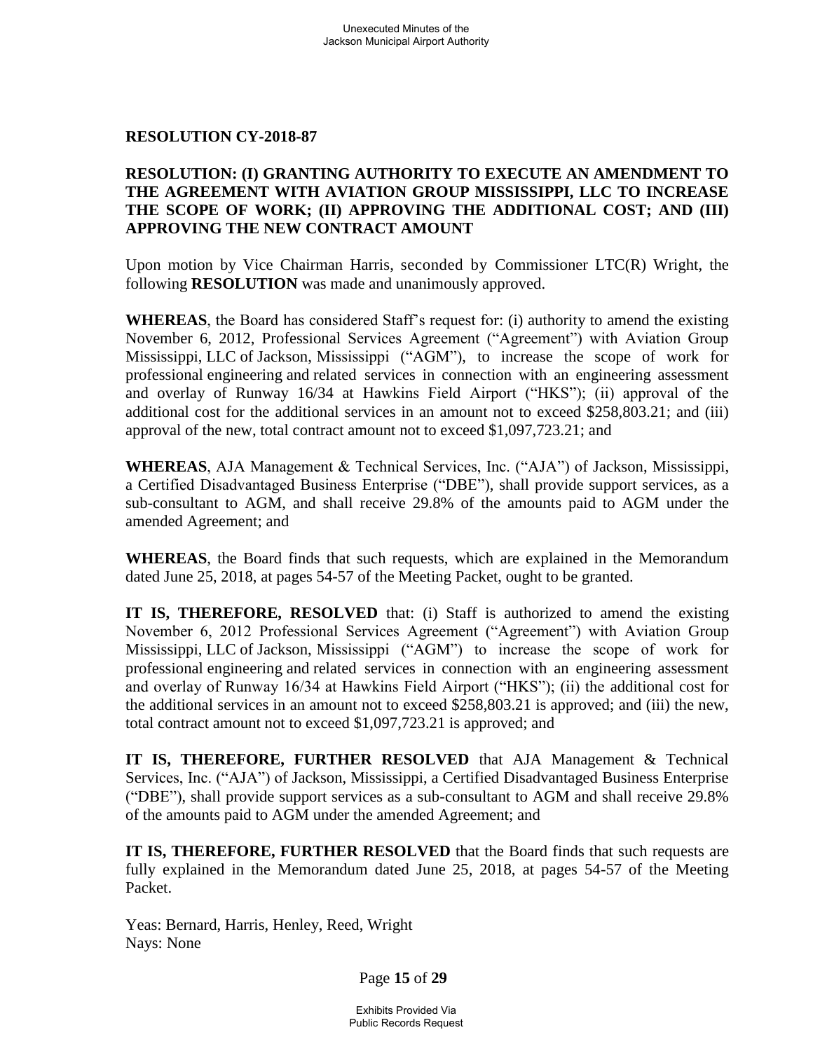**RESOLUTION CY-2018-87**

**RESOLUTION: (I) GRANTING AUTHORITY TO EXECUTE AN AMENDMENT TO THE AGREEMENT WITH AVIATION GROUP MISSISSIPPI, LLC TO INCREASE THE SCOPE OF WORK; (II) APPROVING THE ADDITIONAL COST; AND (III) APPROVING THE NEW CONTRACT AMOUNT**

Upon motion by Vice Chairman Harris, seconded by Commissioner LTC(R) Wright, the following **RESOLUTION** was made and unanimously approved.

**WHEREAS**, the Board has considered Staff's request for: (i) authority to amend the existing November 6, 2012, Professional Services Agreement ("Agreement") with Aviation Group Mississippi, LLC of Jackson, Mississippi ("AGM"), to increase the scope of work for professional engineering and related services in connection with an engineering assessment and overlay of Runway 16/34 at Hawkins Field Airport ("HKS"); (ii) approval of the additional cost for the additional services in an amount not to exceed $258,803.21; and (iii) approval of the new, total contract amount not to exceed $1,097,723.21; and

**WHEREAS**, AJA Management & Technical Services, Inc. ("AJA") of Jackson, Mississippi, a Certified Disadvantaged Business Enterprise ("DBE"), shall provide support services, as a sub-consultant to AGM, and shall receive 29.8% of the amounts paid to AGM under the amended Agreement; and

**WHEREAS**, the Board finds that such requests, which are explained in the Memorandum dated June 25, 2018, at pages 54-57 of the Meeting Packet, ought to be granted.

**IT IS, THEREFORE, RESOLVED** that: (i) Staff is authorized to amend the existing November 6, 2012 Professional Services Agreement ("Agreement") with Aviation Group Mississippi, LLC of Jackson, Mississippi ("AGM") to increase the scope of work for professional engineering and related services in connection with an engineering assessment and overlay of Runway 16/34 at Hawkins Field Airport ("HKS"); (ii) the additional cost for the additional services in an amount not to exceed $258,803.21 is approved; and (iii) the new, total contract amount not to exceed $1,097,723.21 is approved; and

**IT IS, THEREFORE, FURTHER RESOLVED** that AJA Management & Technical Services, Inc. ("AJA") of Jackson, Mississippi, a Certified Disadvantaged Business Enterprise ("DBE"), shall provide support services as a sub-consultant to AGM and shall receive 29.8% of the amounts paid to AGM under the amended Agreement; and

**IT IS, THEREFORE, FURTHER RESOLVED** that the Board finds that such requests are fully explained in the Memorandum dated June 25, 2018, at pages 54-57 of the Meeting Packet.

Yeas: Bernard, Harris, Henley, Reed, Wright
Nays: None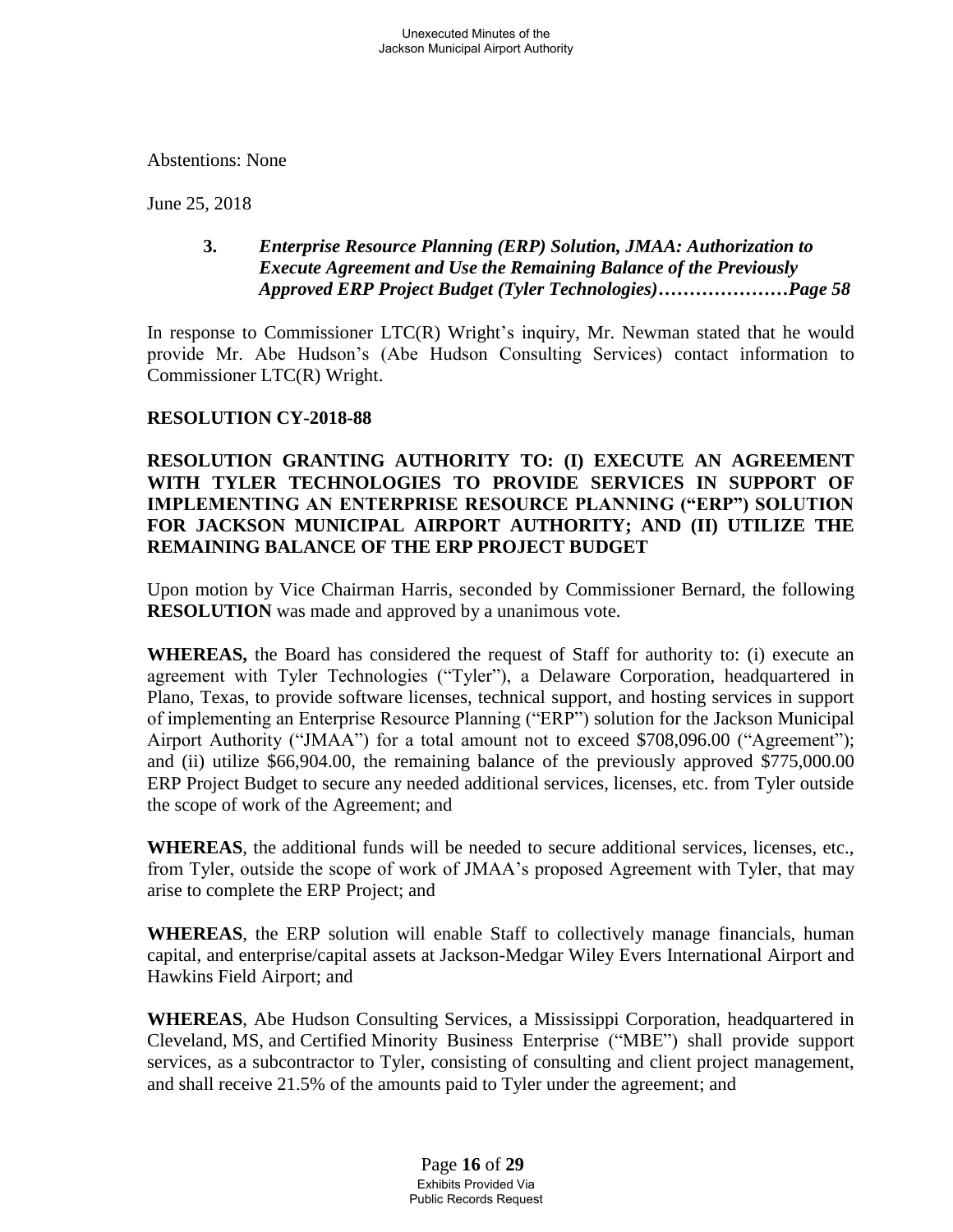Abstentions: None

June 25, 2018

**3.** ***Enterprise Resource Planning (ERP) Solution, JMAA: Authorization to Execute Agreement and Use the Remaining Balance of the Previously Approved ERP Project Budget (Tyler Technologies)…………………Page 58***

In response to Commissioner LTC(R) Wright's inquiry, Mr. Newman stated that he would provide Mr. Abe Hudson's (Abe Hudson Consulting Services) contact information to Commissioner LTC(R) Wright.

**RESOLUTION CY-2018-88**

**RESOLUTION GRANTING AUTHORITY TO: (I) EXECUTE AN AGREEMENT WITH TYLER TECHNOLOGIES TO PROVIDE SERVICES IN SUPPORT OF IMPLEMENTING AN ENTERPRISE RESOURCE PLANNING ("ERP") SOLUTION FOR JACKSON MUNICIPAL AIRPORT AUTHORITY; AND (II) UTILIZE THE REMAINING BALANCE OF THE ERP PROJECT BUDGET**

Upon motion by Vice Chairman Harris, seconded by Commissioner Bernard, the following **RESOLUTION** was made and approved by a unanimous vote.

**WHEREAS,** the Board has considered the request of Staff for authority to: (i) execute an agreement with Tyler Technologies ("Tyler"), a Delaware Corporation, headquartered in Plano, Texas, to provide software licenses, technical support, and hosting services in support of implementing an Enterprise Resource Planning ("ERP") solution for the Jackson Municipal Airport Authority ("JMAA") for a total amount not to exceed $708,096.00 ("Agreement"); and (ii) utilize $66,904.00, the remaining balance of the previously approved $775,000.00 ERP Project Budget to secure any needed additional services, licenses, etc. from Tyler outside the scope of work of the Agreement; and

**WHEREAS**, the additional funds will be needed to secure additional services, licenses, etc., from Tyler, outside the scope of work of JMAA's proposed Agreement with Tyler, that may arise to complete the ERP Project; and

**WHEREAS**, the ERP solution will enable Staff to collectively manage financials, human capital, and enterprise/capital assets at Jackson-Medgar Wiley Evers International Airport and Hawkins Field Airport; and

**WHEREAS**, Abe Hudson Consulting Services, a Mississippi Corporation, headquartered in Cleveland, MS, and Certified Minority Business Enterprise ("MBE") shall provide support services, as a subcontractor to Tyler, consisting of consulting and client project management, and shall receive 21.5% of the amounts paid to Tyler under the agreement; and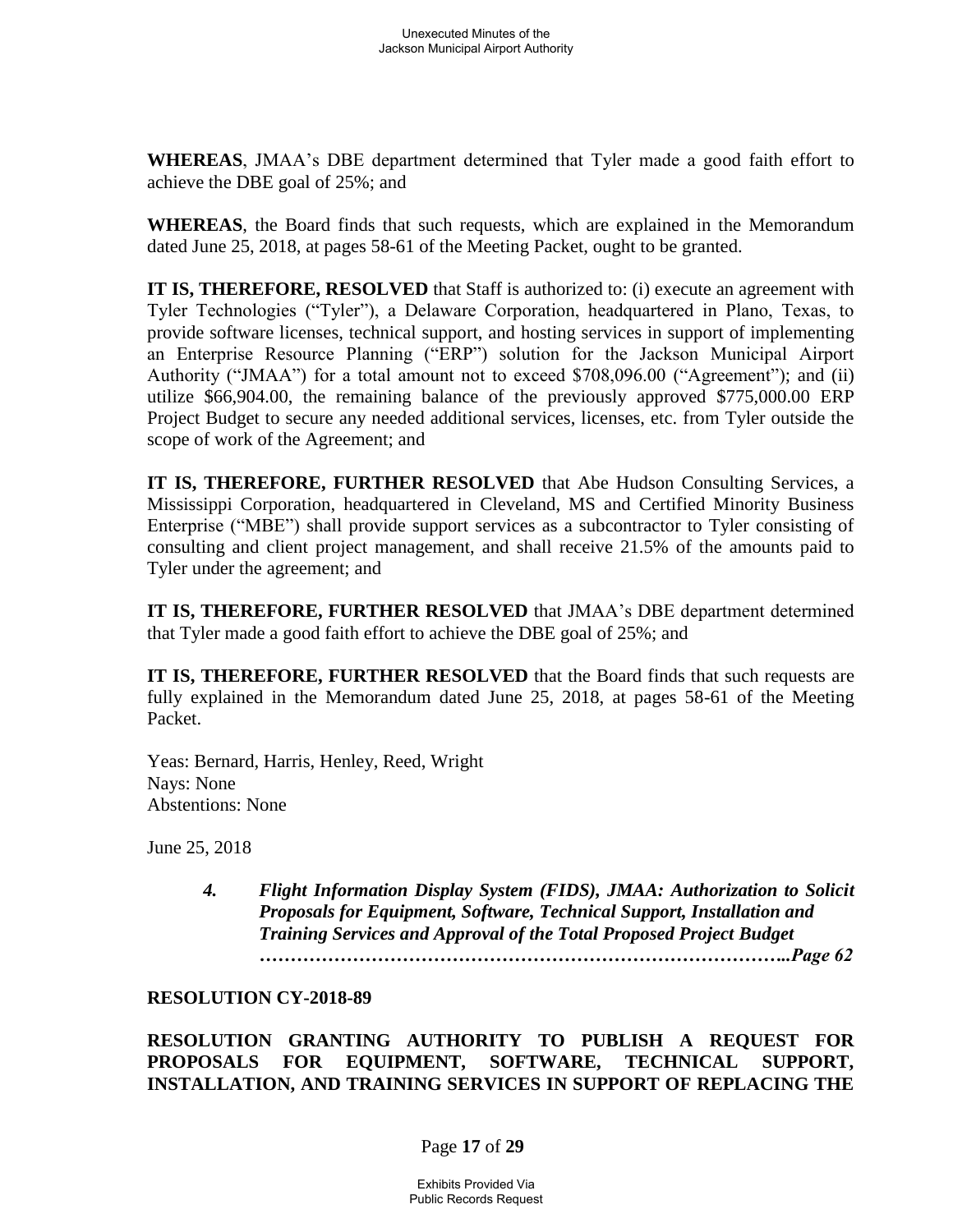**WHEREAS**, JMAA's DBE department determined that Tyler made a good faith effort to achieve the DBE goal of 25%; and

**WHEREAS**, the Board finds that such requests, which are explained in the Memorandum dated June 25, 2018, at pages 58-61 of the Meeting Packet, ought to be granted.

**IT IS, THEREFORE, RESOLVED** that Staff is authorized to: (i) execute an agreement with Tyler Technologies ("Tyler"), a Delaware Corporation, headquartered in Plano, Texas, to provide software licenses, technical support, and hosting services in support of implementing an Enterprise Resource Planning ("ERP") solution for the Jackson Municipal Airport Authority ("JMAA") for a total amount not to exceed $708,096.00 ("Agreement"); and (ii) utilize $66,904.00, the remaining balance of the previously approved $775,000.00 ERP Project Budget to secure any needed additional services, licenses, etc. from Tyler outside the scope of work of the Agreement; and

**IT IS, THEREFORE, FURTHER RESOLVED** that Abe Hudson Consulting Services, a Mississippi Corporation, headquartered in Cleveland, MS and Certified Minority Business Enterprise ("MBE") shall provide support services as a subcontractor to Tyler consisting of consulting and client project management, and shall receive 21.5% of the amounts paid to Tyler under the agreement; and

**IT IS, THEREFORE, FURTHER RESOLVED** that JMAA's DBE department determined that Tyler made a good faith effort to achieve the DBE goal of 25%; and

**IT IS, THEREFORE, FURTHER RESOLVED** that the Board finds that such requests are fully explained in the Memorandum dated June 25, 2018, at pages 58-61 of the Meeting Packet.

Yeas: Bernard, Harris, Henley, Reed, Wright
Nays: None
Abstentions: None

June 25, 2018

> ***4. Flight Information Display System (FIDS), JMAA: Authorization to Solicit Proposals for Equipment, Software, Technical Support, Installation and Training Services and Approval of the Total Proposed Project Budget ………………………………………………………………………..Page 62***

**RESOLUTION CY-2018-89**

**RESOLUTION GRANTING AUTHORITY TO PUBLISH A REQUEST FOR PROPOSALS FOR EQUIPMENT, SOFTWARE, TECHNICAL SUPPORT, INSTALLATION, AND TRAINING SERVICES IN SUPPORT OF REPLACING THE**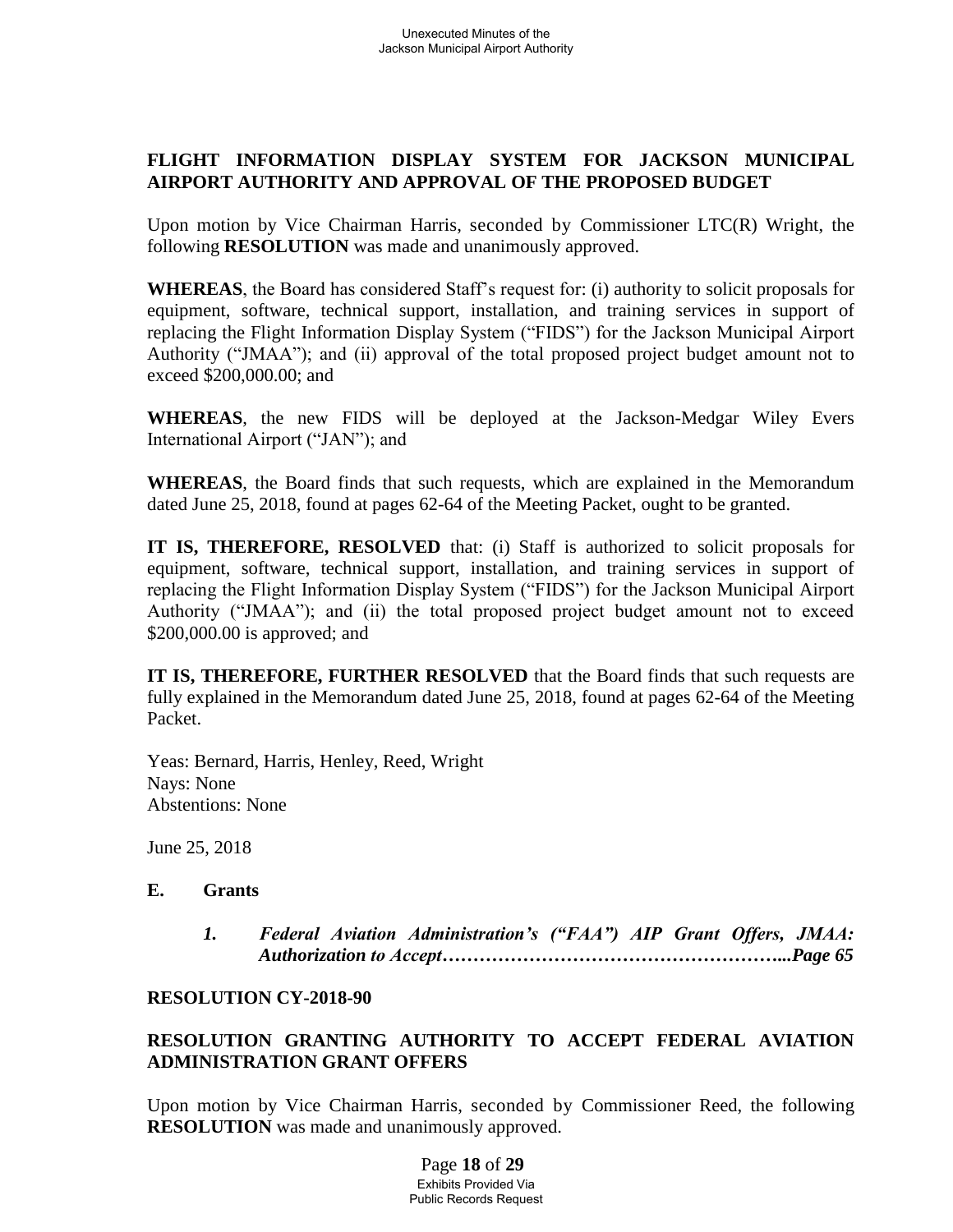**FLIGHT INFORMATION DISPLAY SYSTEM FOR JACKSON MUNICIPAL AIRPORT AUTHORITY AND APPROVAL OF THE PROPOSED BUDGET**

Upon motion by Vice Chairman Harris, seconded by Commissioner LTC(R) Wright, the following **RESOLUTION** was made and unanimously approved.

**WHEREAS**, the Board has considered Staff's request for: (i) authority to solicit proposals for equipment, software, technical support, installation, and training services in support of replacing the Flight Information Display System ("FIDS") for the Jackson Municipal Airport Authority ("JMAA"); and (ii) approval of the total proposed project budget amount not to exceed $200,000.00; and

**WHEREAS**, the new FIDS will be deployed at the Jackson-Medgar Wiley Evers International Airport ("JAN"); and

**WHEREAS**, the Board finds that such requests, which are explained in the Memorandum dated June 25, 2018, found at pages 62-64 of the Meeting Packet, ought to be granted.

**IT IS, THEREFORE, RESOLVED** that: (i) Staff is authorized to solicit proposals for equipment, software, technical support, installation, and training services in support of replacing the Flight Information Display System ("FIDS") for the Jackson Municipal Airport Authority ("JMAA"); and (ii) the total proposed project budget amount not to exceed $200,000.00 is approved; and

**IT IS, THEREFORE, FURTHER RESOLVED** that the Board finds that such requests are fully explained in the Memorandum dated June 25, 2018, found at pages 62-64 of the Meeting Packet.

Yeas: Bernard, Harris, Henley, Reed, Wright
Nays: None
Abstentions: None

June 25, 2018

**E. Grants**

1. ***Federal Aviation Administration's ("FAA") AIP Grant Offers, JMAA: Authorization to Accept……………………………………………...Page 65***

**RESOLUTION CY-2018-90**

**RESOLUTION GRANTING AUTHORITY TO ACCEPT FEDERAL AVIATION ADMINISTRATION GRANT OFFERS**

Upon motion by Vice Chairman Harris, seconded by Commissioner Reed, the following **RESOLUTION** was made and unanimously approved.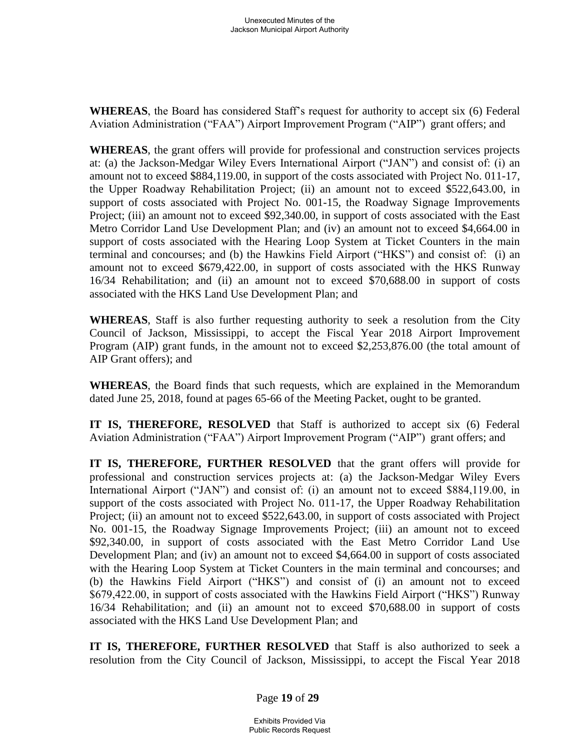**WHEREAS**, the Board has considered Staff's request for authority to accept six (6) Federal Aviation Administration ("FAA") Airport Improvement Program ("AIP") grant offers; and

**WHEREAS**, the grant offers will provide for professional and construction services projects at: (a) the Jackson-Medgar Wiley Evers International Airport ("JAN") and consist of: (i) an amount not to exceed $884,119.00, in support of the costs associated with Project No. 011-17, the Upper Roadway Rehabilitation Project; (ii) an amount not to exceed $522,643.00, in support of costs associated with Project No. 001-15, the Roadway Signage Improvements Project; (iii) an amount not to exceed $92,340.00, in support of costs associated with the East Metro Corridor Land Use Development Plan; and (iv) an amount not to exceed $4,664.00 in support of costs associated with the Hearing Loop System at Ticket Counters in the main terminal and concourses; and (b) the Hawkins Field Airport ("HKS") and consist of: (i) an amount not to exceed $679,422.00, in support of costs associated with the HKS Runway 16/34 Rehabilitation; and (ii) an amount not to exceed $70,688.00 in support of costs associated with the HKS Land Use Development Plan; and

**WHEREAS**, Staff is also further requesting authority to seek a resolution from the City Council of Jackson, Mississippi, to accept the Fiscal Year 2018 Airport Improvement Program (AIP) grant funds, in the amount not to exceed $2,253,876.00 (the total amount of AIP Grant offers); and

**WHEREAS**, the Board finds that such requests, which are explained in the Memorandum dated June 25, 2018, found at pages 65-66 of the Meeting Packet, ought to be granted.

**IT IS, THEREFORE, RESOLVED** that Staff is authorized to accept six (6) Federal Aviation Administration ("FAA") Airport Improvement Program ("AIP") grant offers; and

**IT IS, THEREFORE, FURTHER RESOLVED** that the grant offers will provide for professional and construction services projects at: (a) the Jackson-Medgar Wiley Evers International Airport ("JAN") and consist of: (i) an amount not to exceed $884,119.00, in support of the costs associated with Project No. 011-17, the Upper Roadway Rehabilitation Project; (ii) an amount not to exceed $522,643.00, in support of costs associated with Project No. 001-15, the Roadway Signage Improvements Project; (iii) an amount not to exceed $92,340.00, in support of costs associated with the East Metro Corridor Land Use Development Plan; and (iv) an amount not to exceed $4,664.00 in support of costs associated with the Hearing Loop System at Ticket Counters in the main terminal and concourses; and (b) the Hawkins Field Airport ("HKS") and consist of (i) an amount not to exceed $679,422.00, in support of costs associated with the Hawkins Field Airport ("HKS") Runway 16/34 Rehabilitation; and (ii) an amount not to exceed $70,688.00 in support of costs associated with the HKS Land Use Development Plan; and

**IT IS, THEREFORE, FURTHER RESOLVED** that Staff is also authorized to seek a resolution from the City Council of Jackson, Mississippi, to accept the Fiscal Year 2018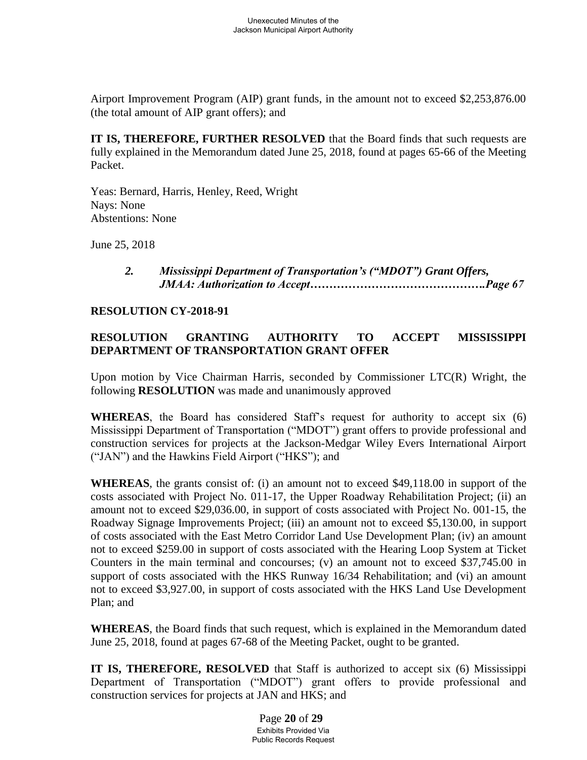Airport Improvement Program (AIP) grant funds, in the amount not to exceed $2,253,876.00 (the total amount of AIP grant offers); and

**IT IS, THEREFORE, FURTHER RESOLVED** that the Board finds that such requests are fully explained in the Memorandum dated June 25, 2018, found at pages 65-66 of the Meeting Packet.

Yeas: Bernard, Harris, Henley, Reed, Wright
Nays: None
Abstentions: None

June 25, 2018

> ***2. Mississippi Department of Transportation's ("MDOT") Grant Offers, JMAA: Authorization to Accept……………………………………….Page 67***

**RESOLUTION CY-2018-91**

**RESOLUTION GRANTING AUTHORITY TO ACCEPT MISSISSIPPI DEPARTMENT OF TRANSPORTATION GRANT OFFER**

Upon motion by Vice Chairman Harris, seconded by Commissioner LTC(R) Wright, the following **RESOLUTION** was made and unanimously approved

**WHEREAS**, the Board has considered Staff's request for authority to accept six (6) Mississippi Department of Transportation ("MDOT") grant offers to provide professional and construction services for projects at the Jackson-Medgar Wiley Evers International Airport ("JAN") and the Hawkins Field Airport ("HKS"); and

**WHEREAS**, the grants consist of: (i) an amount not to exceed $49,118.00 in support of the costs associated with Project No. 011-17, the Upper Roadway Rehabilitation Project; (ii) an amount not to exceed $29,036.00, in support of costs associated with Project No. 001-15, the Roadway Signage Improvements Project; (iii) an amount not to exceed $5,130.00, in support of costs associated with the East Metro Corridor Land Use Development Plan; (iv) an amount not to exceed $259.00 in support of costs associated with the Hearing Loop System at Ticket Counters in the main terminal and concourses; (v) an amount not to exceed $37,745.00 in support of costs associated with the HKS Runway 16/34 Rehabilitation; and (vi) an amount not to exceed $3,927.00, in support of costs associated with the HKS Land Use Development Plan; and

**WHEREAS**, the Board finds that such request, which is explained in the Memorandum dated June 25, 2018, found at pages 67-68 of the Meeting Packet, ought to be granted.

**IT IS, THEREFORE, RESOLVED** that Staff is authorized to accept six (6) Mississippi Department of Transportation ("MDOT") grant offers to provide professional and construction services for projects at JAN and HKS; and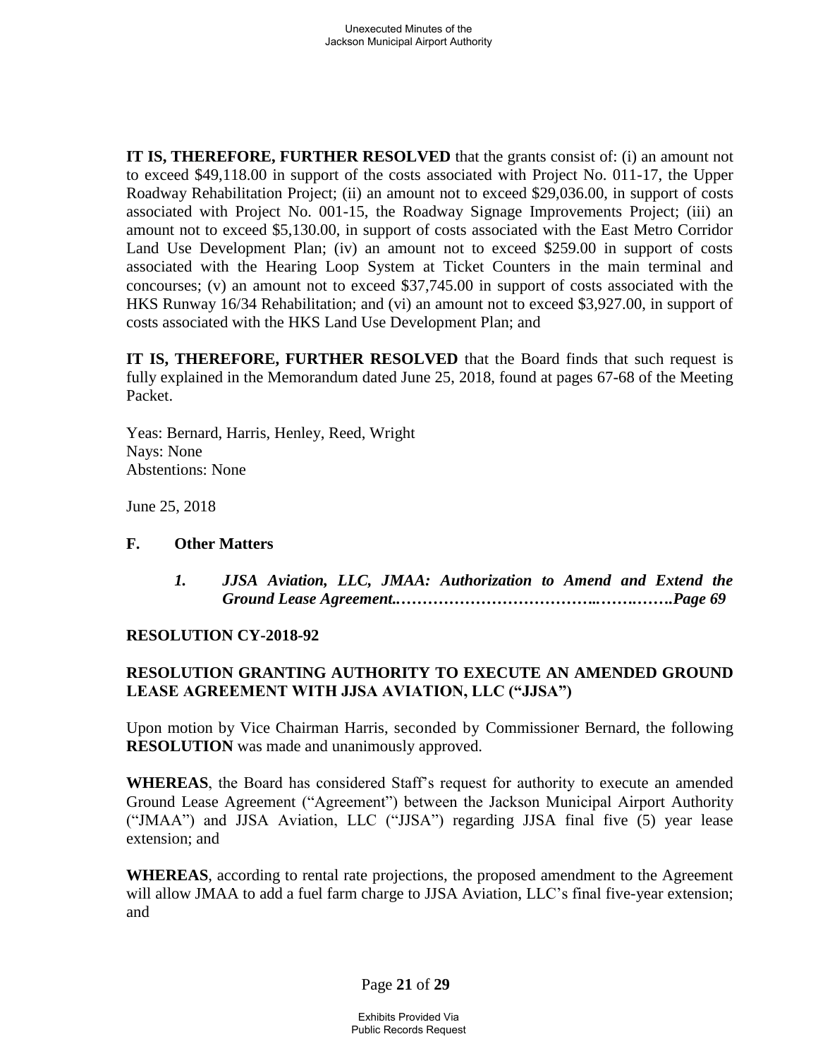**IT IS, THEREFORE, FURTHER RESOLVED** that the grants consist of: (i) an amount not to exceed $49,118.00 in support of the costs associated with Project No. 011-17, the Upper Roadway Rehabilitation Project; (ii) an amount not to exceed $29,036.00, in support of costs associated with Project No. 001-15, the Roadway Signage Improvements Project; (iii) an amount not to exceed $5,130.00, in support of costs associated with the East Metro Corridor Land Use Development Plan; (iv) an amount not to exceed $259.00 in support of costs associated with the Hearing Loop System at Ticket Counters in the main terminal and concourses; (v) an amount not to exceed $37,745.00 in support of costs associated with the HKS Runway 16/34 Rehabilitation; and (vi) an amount not to exceed $3,927.00, in support of costs associated with the HKS Land Use Development Plan; and

**IT IS, THEREFORE, FURTHER RESOLVED** that the Board finds that such request is fully explained in the Memorandum dated June 25, 2018, found at pages 67-68 of the Meeting Packet.

Yeas: Bernard, Harris, Henley, Reed, Wright
Nays: None
Abstentions: None

June 25, 2018

## F. Other Matters

### *1. JJSA Aviation, LLC, JMAA: Authorization to Amend and Extend the Ground Lease Agreement.……………………………..…….…….Page 69*

**RESOLUTION CY-2018-92**

**RESOLUTION GRANTING AUTHORITY TO EXECUTE AN AMENDED GROUND LEASE AGREEMENT WITH JJSA AVIATION, LLC ("JJSA")**

Upon motion by Vice Chairman Harris, seconded by Commissioner Bernard, the following **RESOLUTION** was made and unanimously approved.

**WHEREAS**, the Board has considered Staff's request for authority to execute an amended Ground Lease Agreement ("Agreement") between the Jackson Municipal Airport Authority ("JMAA") and JJSA Aviation, LLC ("JJSA") regarding JJSA final five (5) year lease extension; and

**WHEREAS**, according to rental rate projections, the proposed amendment to the Agreement will allow JMAA to add a fuel farm charge to JJSA Aviation, LLC's final five-year extension; and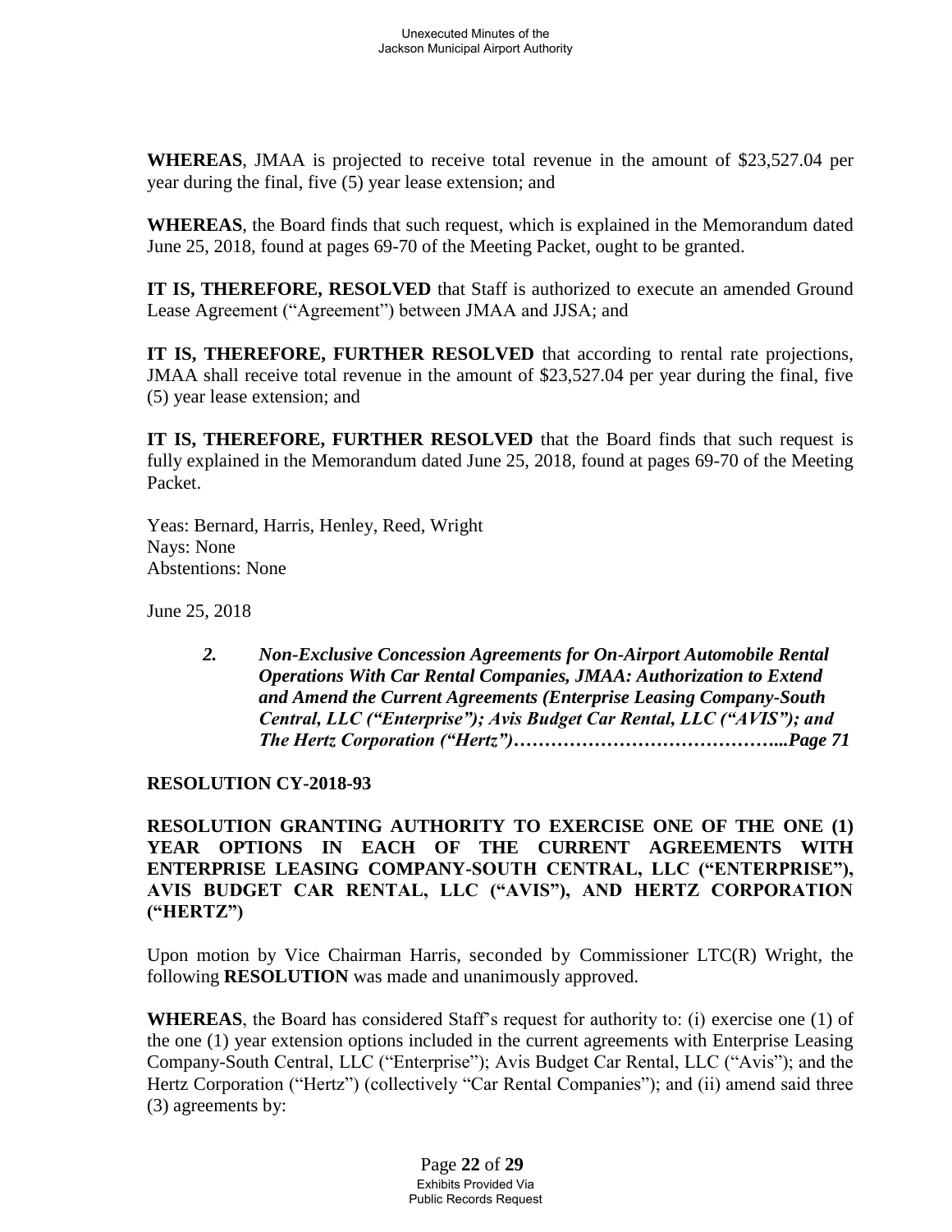**WHEREAS**, JMAA is projected to receive total revenue in the amount of $23,527.04 per year during the final, five (5) year lease extension; and

**WHEREAS**, the Board finds that such request, which is explained in the Memorandum dated June 25, 2018, found at pages 69-70 of the Meeting Packet, ought to be granted.

**IT IS, THEREFORE, RESOLVED** that Staff is authorized to execute an amended Ground Lease Agreement ("Agreement") between JMAA and JJSA; and

**IT IS, THEREFORE, FURTHER RESOLVED** that according to rental rate projections, JMAA shall receive total revenue in the amount of $23,527.04 per year during the final, five (5) year lease extension; and

**IT IS, THEREFORE, FURTHER RESOLVED** that the Board finds that such request is fully explained in the Memorandum dated June 25, 2018, found at pages 69-70 of the Meeting Packet.

Yeas: Bernard, Harris, Henley, Reed, Wright
Nays: None
Abstentions: None

June 25, 2018

> ***2. Non-Exclusive Concession Agreements for On-Airport Automobile Rental Operations With Car Rental Companies, JMAA: Authorization to Extend and Amend the Current Agreements (Enterprise Leasing Company-South Central, LLC ("Enterprise"); Avis Budget Car Rental, LLC ("AVIS"); and The Hertz Corporation ("Hertz")……………………………………...Page 71***

**RESOLUTION CY-2018-93**

**RESOLUTION GRANTING AUTHORITY TO EXERCISE ONE OF THE ONE (1) YEAR OPTIONS IN EACH OF THE CURRENT AGREEMENTS WITH ENTERPRISE LEASING COMPANY-SOUTH CENTRAL, LLC ("ENTERPRISE"), AVIS BUDGET CAR RENTAL, LLC ("AVIS"), AND HERTZ CORPORATION ("HERTZ")**

Upon motion by Vice Chairman Harris, seconded by Commissioner LTC(R) Wright, the following **RESOLUTION** was made and unanimously approved.

**WHEREAS**, the Board has considered Staff's request for authority to: (i) exercise one (1) of the one (1) year extension options included in the current agreements with Enterprise Leasing Company-South Central, LLC ("Enterprise"); Avis Budget Car Rental, LLC ("Avis"); and the Hertz Corporation ("Hertz") (collectively "Car Rental Companies"); and (ii) amend said three (3) agreements by: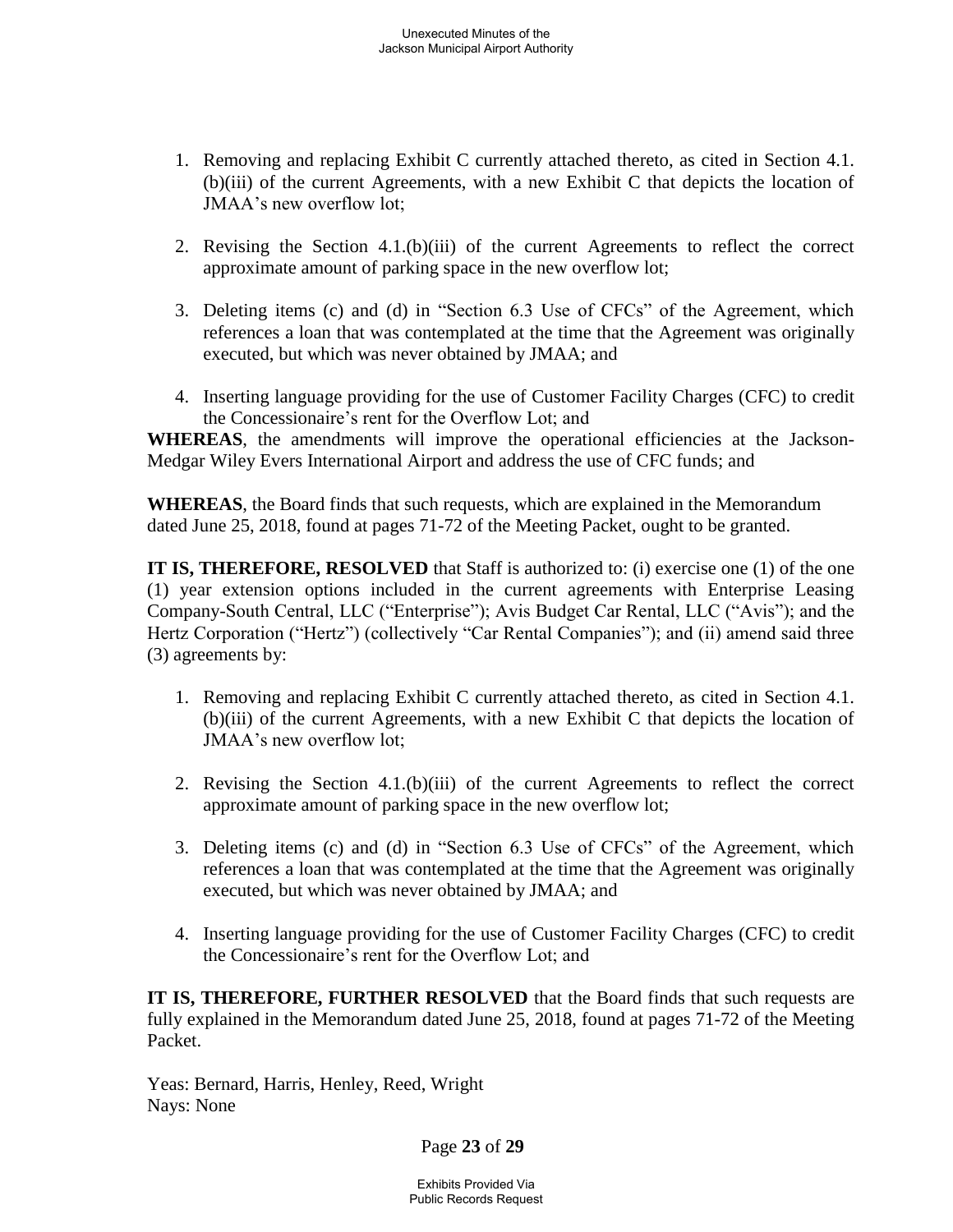1. Removing and replacing Exhibit C currently attached thereto, as cited in Section 4.1.(b)(iii) of the current Agreements, with a new Exhibit C that depicts the location of JMAA's new overflow lot;

2. Revising the Section 4.1.(b)(iii) of the current Agreements to reflect the correct approximate amount of parking space in the new overflow lot;

3. Deleting items (c) and (d) in "Section 6.3 Use of CFCs" of the Agreement, which references a loan that was contemplated at the time that the Agreement was originally executed, but which was never obtained by JMAA; and

4. Inserting language providing for the use of Customer Facility Charges (CFC) to credit the Concessionaire's rent for the Overflow Lot; and

**WHEREAS**, the amendments will improve the operational efficiencies at the Jackson-Medgar Wiley Evers International Airport and address the use of CFC funds; and

**WHEREAS**, the Board finds that such requests, which are explained in the Memorandum dated June 25, 2018, found at pages 71-72 of the Meeting Packet, ought to be granted.

**IT IS, THEREFORE, RESOLVED** that Staff is authorized to: (i) exercise one (1) of the one (1) year extension options included in the current agreements with Enterprise Leasing Company-South Central, LLC ("Enterprise"); Avis Budget Car Rental, LLC ("Avis"); and the Hertz Corporation ("Hertz") (collectively "Car Rental Companies"); and (ii) amend said three (3) agreements by:

1. Removing and replacing Exhibit C currently attached thereto, as cited in Section 4.1.(b)(iii) of the current Agreements, with a new Exhibit C that depicts the location of JMAA's new overflow lot;

2. Revising the Section 4.1.(b)(iii) of the current Agreements to reflect the correct approximate amount of parking space in the new overflow lot;

3. Deleting items (c) and (d) in "Section 6.3 Use of CFCs" of the Agreement, which references a loan that was contemplated at the time that the Agreement was originally executed, but which was never obtained by JMAA; and

4. Inserting language providing for the use of Customer Facility Charges (CFC) to credit the Concessionaire's rent for the Overflow Lot; and

**IT IS, THEREFORE, FURTHER RESOLVED** that the Board finds that such requests are fully explained in the Memorandum dated June 25, 2018, found at pages 71-72 of the Meeting Packet.

Yeas: Bernard, Harris, Henley, Reed, Wright
Nays: None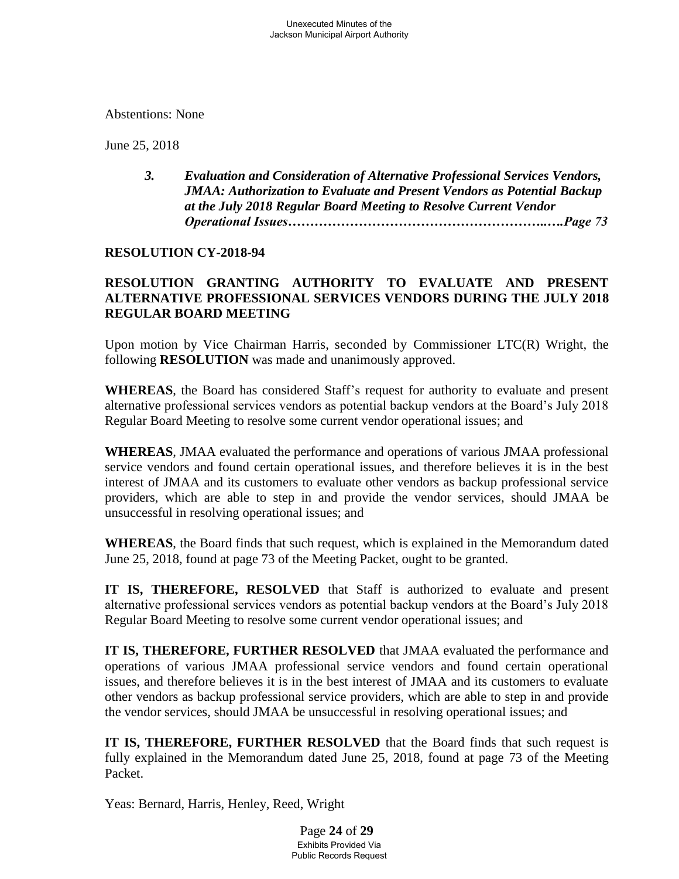Abstentions: None

June 25, 2018

> ***3. Evaluation and Consideration of Alternative Professional Services Vendors, JMAA: Authorization to Evaluate and Present Vendors as Potential Backup at the July 2018 Regular Board Meeting to Resolve Current Vendor Operational Issues………………………………………………..….Page 73***

**RESOLUTION CY-2018-94**

**RESOLUTION GRANTING AUTHORITY TO EVALUATE AND PRESENT ALTERNATIVE PROFESSIONAL SERVICES VENDORS DURING THE JULY 2018 REGULAR BOARD MEETING**

Upon motion by Vice Chairman Harris, seconded by Commissioner LTC(R) Wright, the following **RESOLUTION** was made and unanimously approved.

**WHEREAS**, the Board has considered Staff's request for authority to evaluate and present alternative professional services vendors as potential backup vendors at the Board's July 2018 Regular Board Meeting to resolve some current vendor operational issues; and

**WHEREAS**, JMAA evaluated the performance and operations of various JMAA professional service vendors and found certain operational issues, and therefore believes it is in the best interest of JMAA and its customers to evaluate other vendors as backup professional service providers, which are able to step in and provide the vendor services, should JMAA be unsuccessful in resolving operational issues; and

**WHEREAS**, the Board finds that such request, which is explained in the Memorandum dated June 25, 2018, found at page 73 of the Meeting Packet, ought to be granted.

**IT IS, THEREFORE, RESOLVED** that Staff is authorized to evaluate and present alternative professional services vendors as potential backup vendors at the Board's July 2018 Regular Board Meeting to resolve some current vendor operational issues; and

**IT IS, THEREFORE, FURTHER RESOLVED** that JMAA evaluated the performance and operations of various JMAA professional service vendors and found certain operational issues, and therefore believes it is in the best interest of JMAA and its customers to evaluate other vendors as backup professional service providers, which are able to step in and provide the vendor services, should JMAA be unsuccessful in resolving operational issues; and

**IT IS, THEREFORE, FURTHER RESOLVED** that the Board finds that such request is fully explained in the Memorandum dated June 25, 2018, found at page 73 of the Meeting Packet.

Yeas: Bernard, Harris, Henley, Reed, Wright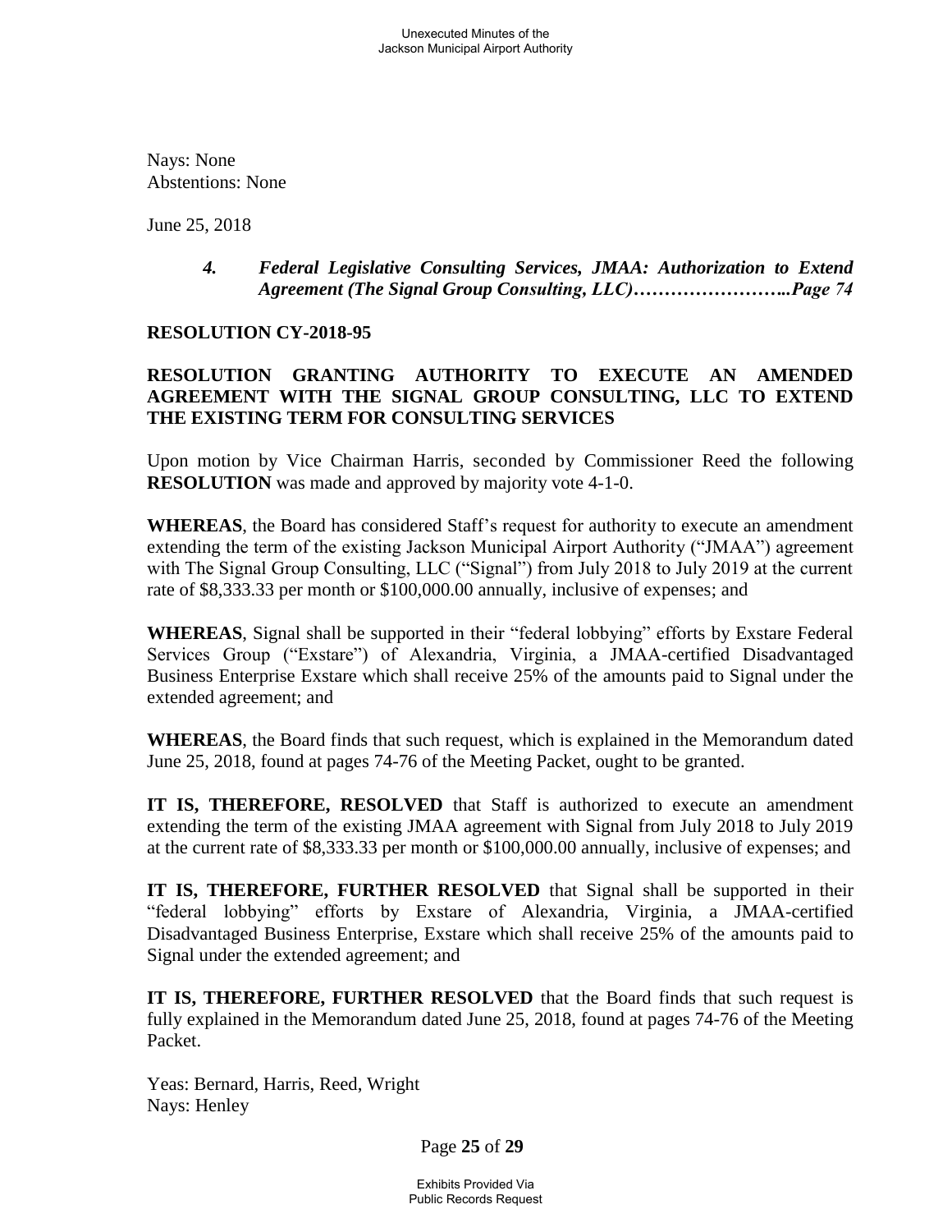Nays: None
Abstentions: None

June 25, 2018

> ***4. Federal Legislative Consulting Services, JMAA: Authorization to Extend Agreement (The Signal Group Consulting, LLC)……………………..Page 74***

**RESOLUTION CY-2018-95**

**RESOLUTION GRANTING AUTHORITY TO EXECUTE AN AMENDED AGREEMENT WITH THE SIGNAL GROUP CONSULTING, LLC TO EXTEND THE EXISTING TERM FOR CONSULTING SERVICES**

Upon motion by Vice Chairman Harris, seconded by Commissioner Reed the following **RESOLUTION** was made and approved by majority vote 4-1-0.

**WHEREAS**, the Board has considered Staff's request for authority to execute an amendment extending the term of the existing Jackson Municipal Airport Authority ("JMAA") agreement with The Signal Group Consulting, LLC ("Signal") from July 2018 to July 2019 at the current rate of $8,333.33 per month or $100,000.00 annually, inclusive of expenses; and

**WHEREAS**, Signal shall be supported in their "federal lobbying" efforts by Exstare Federal Services Group ("Exstare") of Alexandria, Virginia, a JMAA-certified Disadvantaged Business Enterprise Exstare which shall receive 25% of the amounts paid to Signal under the extended agreement; and

**WHEREAS**, the Board finds that such request, which is explained in the Memorandum dated June 25, 2018, found at pages 74-76 of the Meeting Packet, ought to be granted.

**IT IS, THEREFORE, RESOLVED** that Staff is authorized to execute an amendment extending the term of the existing JMAA agreement with Signal from July 2018 to July 2019 at the current rate of $8,333.33 per month or $100,000.00 annually, inclusive of expenses; and

**IT IS, THEREFORE, FURTHER RESOLVED** that Signal shall be supported in their "federal lobbying" efforts by Exstare of Alexandria, Virginia, a JMAA-certified Disadvantaged Business Enterprise, Exstare which shall receive 25% of the amounts paid to Signal under the extended agreement; and

**IT IS, THEREFORE, FURTHER RESOLVED** that the Board finds that such request is fully explained in the Memorandum dated June 25, 2018, found at pages 74-76 of the Meeting Packet.

Yeas: Bernard, Harris, Reed, Wright
Nays: Henley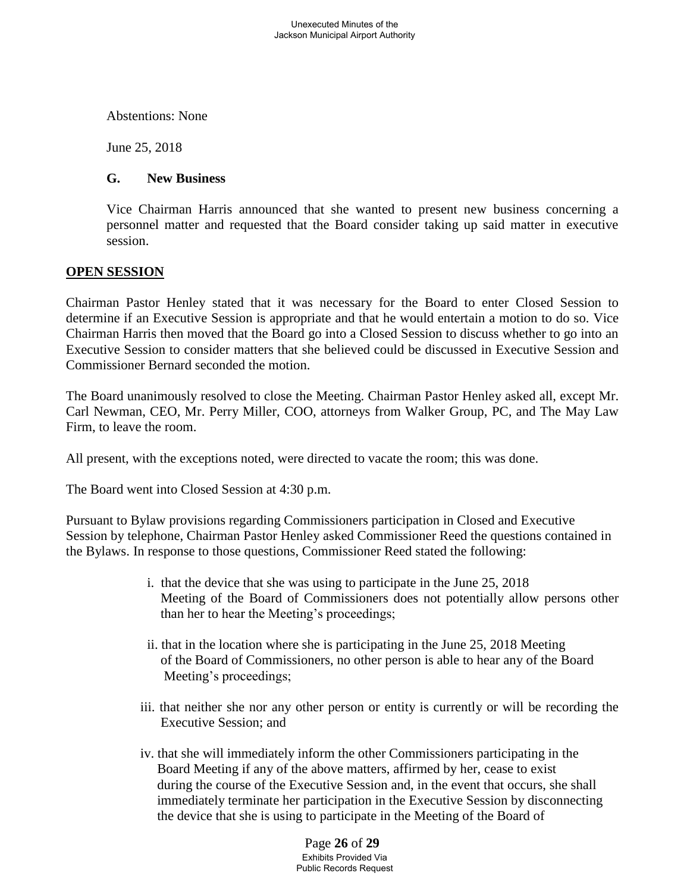Abstentions: None

June 25, 2018

**G. New Business**

Vice Chairman Harris announced that she wanted to present new business concerning a personnel matter and requested that the Board consider taking up said matter in executive session.

## OPEN SESSION

Chairman Pastor Henley stated that it was necessary for the Board to enter Closed Session to determine if an Executive Session is appropriate and that he would entertain a motion to do so. Vice Chairman Harris then moved that the Board go into a Closed Session to discuss whether to go into an Executive Session to consider matters that she believed could be discussed in Executive Session and Commissioner Bernard seconded the motion.

The Board unanimously resolved to close the Meeting. Chairman Pastor Henley asked all, except Mr. Carl Newman, CEO, Mr. Perry Miller, COO, attorneys from Walker Group, PC, and The May Law Firm, to leave the room.

All present, with the exceptions noted, were directed to vacate the room; this was done.

The Board went into Closed Session at 4:30 p.m.

Pursuant to Bylaw provisions regarding Commissioners participation in Closed and Executive Session by telephone, Chairman Pastor Henley asked Commissioner Reed the questions contained in the Bylaws. In response to those questions, Commissioner Reed stated the following:

i. that the device that she was using to participate in the June 25, 2018 Meeting of the Board of Commissioners does not potentially allow persons other than her to hear the Meeting's proceedings;

ii. that in the location where she is participating in the June 25, 2018 Meeting of the Board of Commissioners, no other person is able to hear any of the Board Meeting's proceedings;

iii. that neither she nor any other person or entity is currently or will be recording the Executive Session; and

iv. that she will immediately inform the other Commissioners participating in the Board Meeting if any of the above matters, affirmed by her, cease to exist during the course of the Executive Session and, in the event that occurs, she shall immediately terminate her participation in the Executive Session by disconnecting the device that she is using to participate in the Meeting of the Board of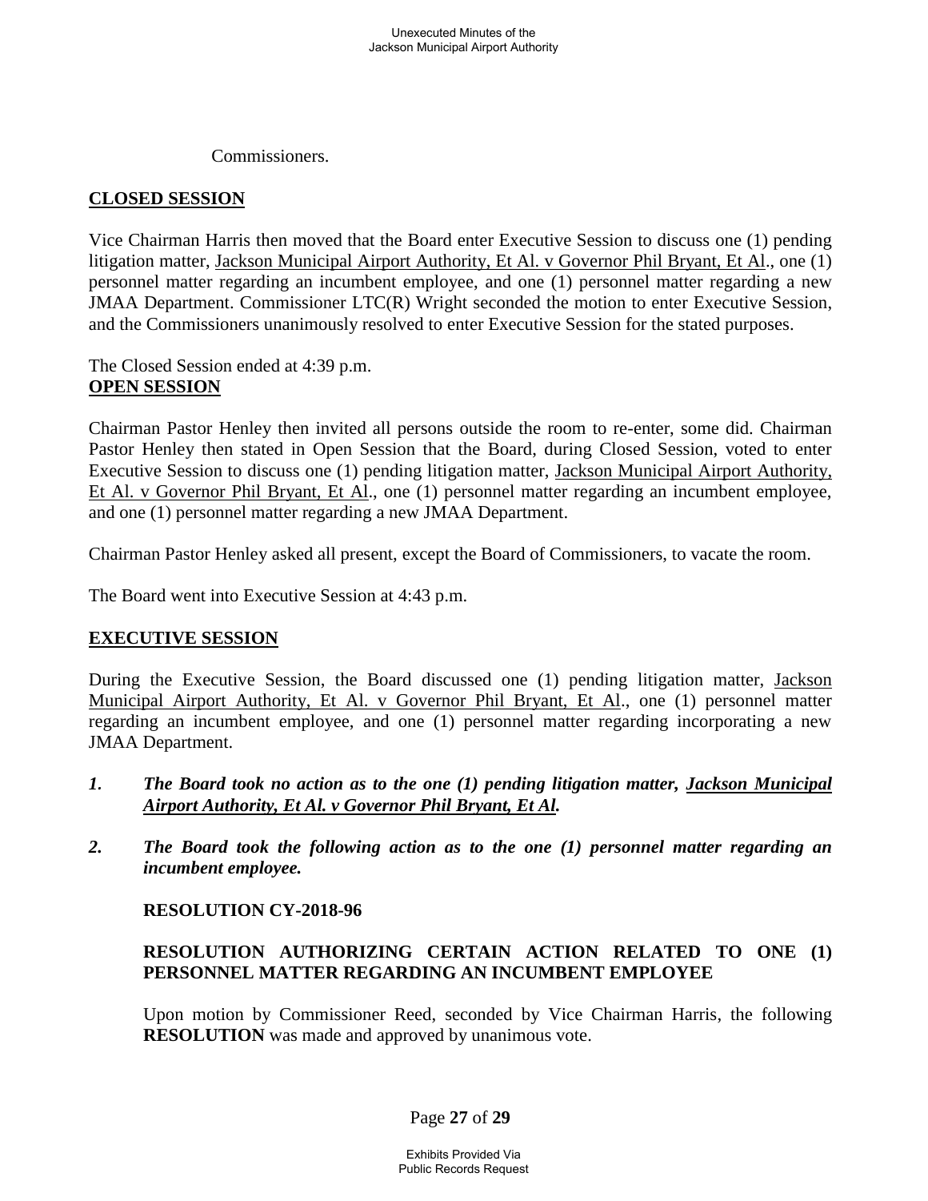Commissioners.

**CLOSED SESSION**

Vice Chairman Harris then moved that the Board enter Executive Session to discuss one (1) pending litigation matter, Jackson Municipal Airport Authority, Et Al. v Governor Phil Bryant, Et Al., one (1) personnel matter regarding an incumbent employee, and one (1) personnel matter regarding a new JMAA Department. Commissioner LTC(R) Wright seconded the motion to enter Executive Session, and the Commissioners unanimously resolved to enter Executive Session for the stated purposes.

The Closed Session ended at 4:39 p.m.

**OPEN SESSION**

Chairman Pastor Henley then invited all persons outside the room to re-enter, some did. Chairman Pastor Henley then stated in Open Session that the Board, during Closed Session, voted to enter Executive Session to discuss one (1) pending litigation matter, Jackson Municipal Airport Authority, Et Al. v Governor Phil Bryant, Et Al., one (1) personnel matter regarding an incumbent employee, and one (1) personnel matter regarding a new JMAA Department.

Chairman Pastor Henley asked all present, except the Board of Commissioners, to vacate the room.

The Board went into Executive Session at 4:43 p.m.

**EXECUTIVE SESSION**

During the Executive Session, the Board discussed one (1) pending litigation matter, Jackson Municipal Airport Authority, Et Al. v Governor Phil Bryant, Et Al., one (1) personnel matter regarding an incumbent employee, and one (1) personnel matter regarding incorporating a new JMAA Department.

1. ***The Board took no action as to the one (1) pending litigation matter, Jackson Municipal Airport Authority, Et Al. v Governor Phil Bryant, Et Al.***

2. ***The Board took the following action as to the one (1) personnel matter regarding an incumbent employee.***

   **RESOLUTION CY-2018-96**

   **RESOLUTION AUTHORIZING CERTAIN ACTION RELATED TO ONE (1) PERSONNEL MATTER REGARDING AN INCUMBENT EMPLOYEE**

   Upon motion by Commissioner Reed, seconded by Vice Chairman Harris, the following **RESOLUTION** was made and approved by unanimous vote.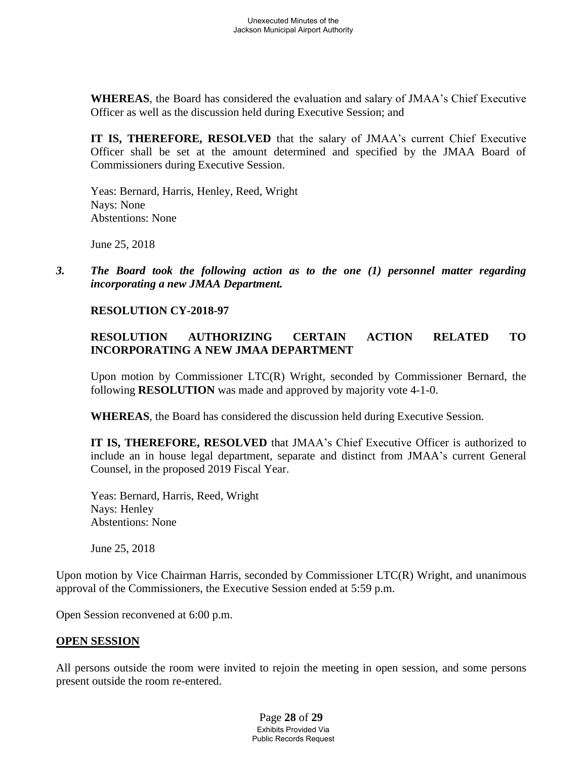**WHEREAS**, the Board has considered the evaluation and salary of JMAA's Chief Executive Officer as well as the discussion held during Executive Session; and

**IT IS, THEREFORE, RESOLVED** that the salary of JMAA's current Chief Executive Officer shall be set at the amount determined and specified by the JMAA Board of Commissioners during Executive Session.

Yeas: Bernard, Harris, Henley, Reed, Wright
Nays: None
Abstentions: None

June 25, 2018

*3. **The Board took the following action as to the one (1) personnel matter regarding incorporating a new JMAA Department.***

**RESOLUTION CY-2018-97**

**RESOLUTION AUTHORIZING CERTAIN ACTION RELATED TO INCORPORATING A NEW JMAA DEPARTMENT**

Upon motion by Commissioner LTC(R) Wright, seconded by Commissioner Bernard, the following **RESOLUTION** was made and approved by majority vote 4-1-0.

**WHEREAS**, the Board has considered the discussion held during Executive Session.

**IT IS, THEREFORE, RESOLVED** that JMAA's Chief Executive Officer is authorized to include an in house legal department, separate and distinct from JMAA's current General Counsel, in the proposed 2019 Fiscal Year.

Yeas: Bernard, Harris, Reed, Wright
Nays: Henley
Abstentions: None

June 25, 2018

Upon motion by Vice Chairman Harris, seconded by Commissioner LTC(R) Wright, and unanimous approval of the Commissioners, the Executive Session ended at 5:59 p.m.

Open Session reconvened at 6:00 p.m.

## OPEN SESSION

All persons outside the room were invited to rejoin the meeting in open session, and some persons present outside the room re-entered.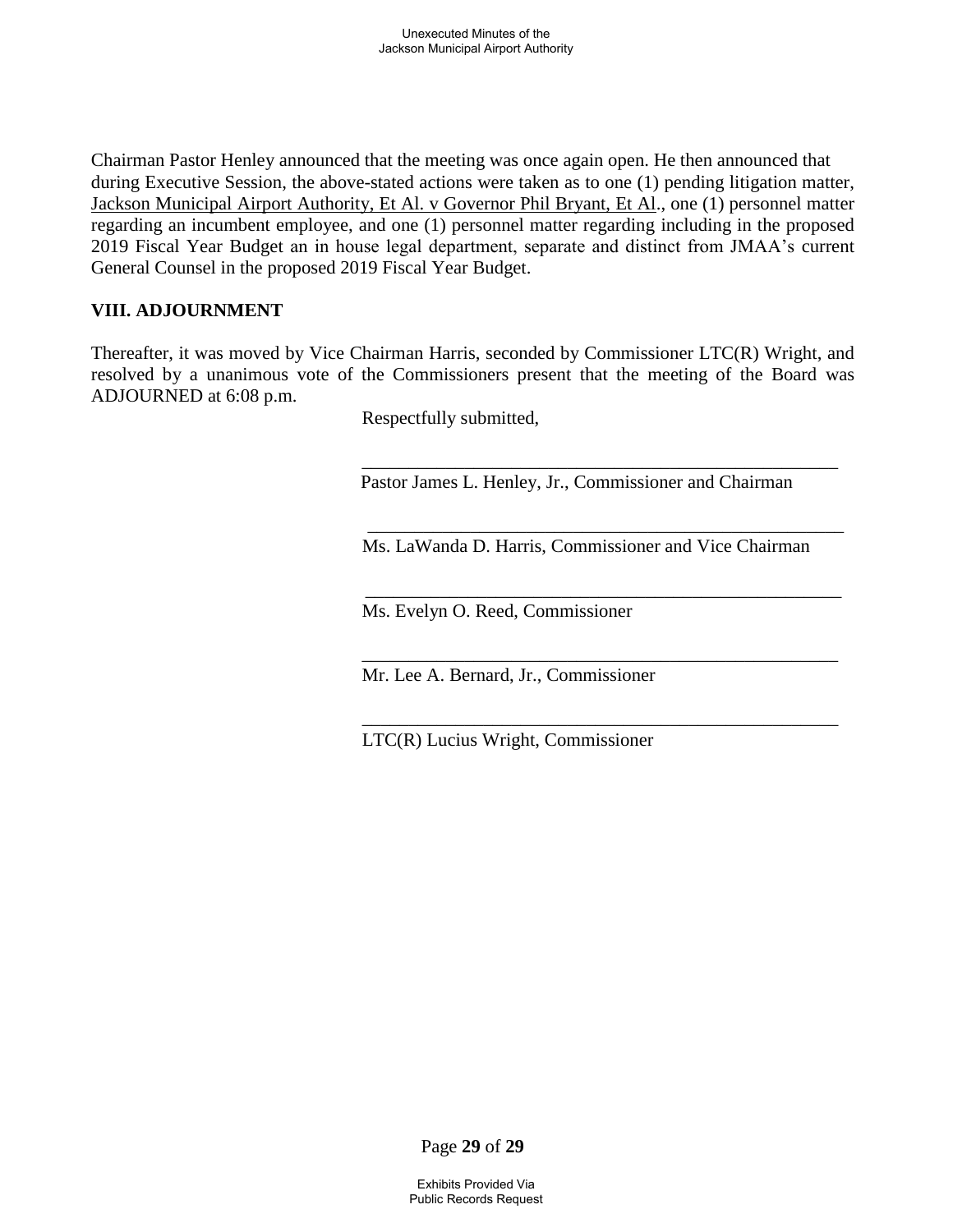Chairman Pastor Henley announced that the meeting was once again open. He then announced that during Executive Session, the above-stated actions were taken as to one (1) pending litigation matter, Jackson Municipal Airport Authority, Et Al. v Governor Phil Bryant, Et Al., one (1) personnel matter regarding an incumbent employee, and one (1) personnel matter regarding including in the proposed 2019 Fiscal Year Budget an in house legal department, separate and distinct from JMAA's current General Counsel in the proposed 2019 Fiscal Year Budget.

## VIII. ADJOURNMENT

Thereafter, it was moved by Vice Chairman Harris, seconded by Commissioner LTC(R) Wright, and resolved by a unanimous vote of the Commissioners present that the meeting of the Board was ADJOURNED at 6:08 p.m.

Respectfully submitted,

\_\_\_\_\_\_\_\_\_\_\_\_\_\_\_\_\_\_\_\_\_\_\_\_\_\_\_\_\_\_\_\_\_\_\_\_\_\_\_\_\_\_\_\_\_\_\_\_

Pastor James L. Henley, Jr., Commissioner and Chairman

\_\_\_\_\_\_\_\_\_\_\_\_\_\_\_\_\_\_\_\_\_\_\_\_\_\_\_\_\_\_\_\_\_\_\_\_\_\_\_\_\_\_\_\_\_\_\_\_

Ms. LaWanda D. Harris, Commissioner and Vice Chairman

\_\_\_\_\_\_\_\_\_\_\_\_\_\_\_\_\_\_\_\_\_\_\_\_\_\_\_\_\_\_\_\_\_\_\_\_\_\_\_\_\_\_\_\_\_\_\_\_

Ms. Evelyn O. Reed, Commissioner

\_\_\_\_\_\_\_\_\_\_\_\_\_\_\_\_\_\_\_\_\_\_\_\_\_\_\_\_\_\_\_\_\_\_\_\_\_\_\_\_\_\_\_\_\_\_\_\_

Mr. Lee A. Bernard, Jr., Commissioner

\_\_\_\_\_\_\_\_\_\_\_\_\_\_\_\_\_\_\_\_\_\_\_\_\_\_\_\_\_\_\_\_\_\_\_\_\_\_\_\_\_\_\_\_\_\_\_\_

LTC(R) Lucius Wright, Commissioner